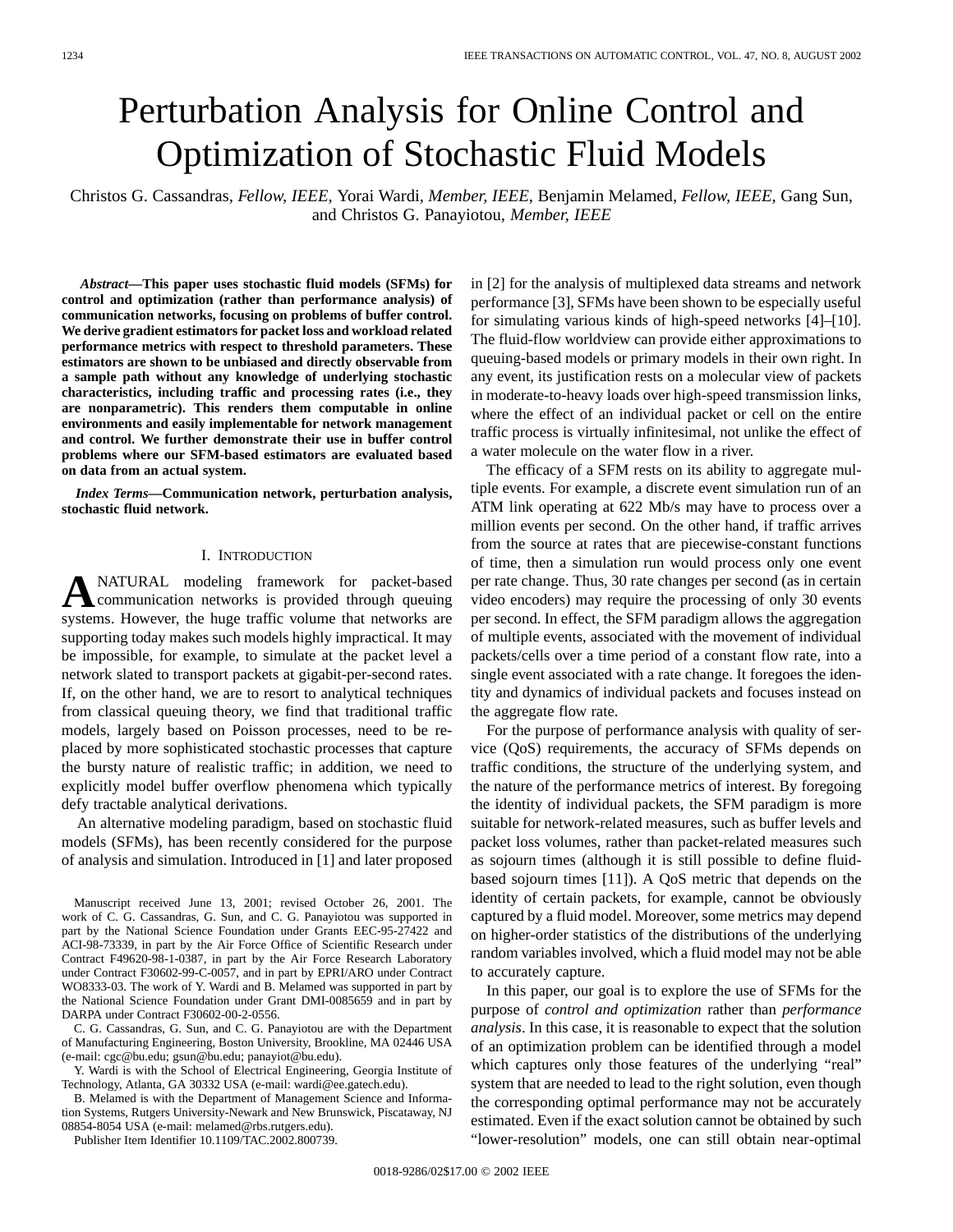# Perturbation Analysis for Online Control and Optimization of Stochastic Fluid Models

Christos G. Cassandras, *Fellow, IEEE*, Yorai Wardi, *Member, IEEE*, Benjamin Melamed, *Fellow, IEEE*, Gang Sun, and Christos G. Panayiotou, *Member, IEEE*

***Abstract*—This paper uses stochastic fluid models (SFMs) for control and optimization (rather than performance analysis) of communication networks, focusing on problems of buffer control. We derive gradient estimators for packet loss and workload related performance metrics with respect to threshold parameters. These estimators are shown to be unbiased and directly observable from a sample path without any knowledge of underlying stochastic characteristics, including traffic and processing rates (i.e., they are nonparametric). This renders them computable in online environments and easily implementable for network management and control. We further demonstrate their use in buffer control problems where our SFM-based estimators are evaluated based on data from an actual system.**

***Index Terms*—Communication network, perturbation analysis, stochastic fluid network.**

## I. Introduction

A NATURAL modeling framework for packet-based communication networks is provided through queuing systems. However, the huge traffic volume that networks are supporting today makes such models highly impractical. It may be impossible, for example, to simulate at the packet level a network slated to transport packets at gigabit-per-second rates. If, on the other hand, we are to resort to analytical techniques from classical queuing theory, we find that traditional traffic models, largely based on Poisson processes, need to be replaced by more sophisticated stochastic processes that capture the bursty nature of realistic traffic; in addition, we need to explicitly model buffer overflow phenomena which typically defy tractable analytical derivations.

An alternative modeling paradigm, based on stochastic fluid models (SFMs), has been recently considered for the purpose of analysis and simulation. Introduced in [1] and later proposed in [2] for the analysis of multiplexed data streams and network performance [3], SFMs have been shown to be especially useful for simulating various kinds of high-speed networks [4]–[10]. The fluid-flow worldview can provide either approximations to queuing-based models or primary models in their own right. In any event, its justification rests on a molecular view of packets in moderate-to-heavy loads over high-speed transmission links, where the effect of an individual packet or cell on the entire traffic process is virtually infinitesimal, not unlike the effect of a water molecule on the water flow in a river.

The efficacy of a SFM rests on its ability to aggregate multiple events. For example, a discrete event simulation run of an ATM link operating at 622 Mb/s may have to process over a million events per second. On the other hand, if traffic arrives from the source at rates that are piecewise-constant functions of time, then a simulation run would process only one event per rate change. Thus, 30 rate changes per second (as in certain video encoders) may require the processing of only 30 events per second. In effect, the SFM paradigm allows the aggregation of multiple events, associated with the movement of individual packets/cells over a time period of a constant flow rate, into a single event associated with a rate change. It foregoes the identity and dynamics of individual packets and focuses instead on the aggregate flow rate.

For the purpose of performance analysis with quality of service (QoS) requirements, the accuracy of SFMs depends on traffic conditions, the structure of the underlying system, and the nature of the performance metrics of interest. By foregoing the identity of individual packets, the SFM paradigm is more suitable for network-related measures, such as buffer levels and packet loss volumes, rather than packet-related measures such as sojourn times (although it is still possible to define fluid-based sojourn times [11]). A QoS metric that depends on the identity of certain packets, for example, cannot be obviously captured by a fluid model. Moreover, some metrics may depend on higher-order statistics of the distributions of the underlying random variables involved, which a fluid model may not be able to accurately capture.

In this paper, our goal is to explore the use of SFMs for the purpose of *control and optimization* rather than *performance analysis*. In this case, it is reasonable to expect that the solution of an optimization problem can be identified through a model which captures only those features of the underlying "real" system that are needed to lead to the right solution, even though the corresponding optimal performance may not be accurately estimated. Even if the exact solution cannot be obtained by such "lower-resolution" models, one can still obtain near-optimal

Manuscript received June 13, 2001; revised October 26, 2001. The work of C. G. Cassandras, G. Sun, and C. G. Panayiotou was supported in part by the National Science Foundation under Grants EEC-95-27422 and ACI-98-73339, in part by the Air Force Office of Scientific Research under Contract F49620-98-1-0387, in part by the Air Force Research Laboratory under Contract F30602-99-C-0057, and in part by EPRI/ARO under Contract WO8333-03. The work of Y. Wardi and B. Melamed was supported in part by the National Science Foundation under Grant DMI-0085659 and in part by DARPA under Contract F30602-00-2-0556.

C. G. Cassandras, G. Sun, and C. G. Panayiotou are with the Department of Manufacturing Engineering, Boston University, Brookline, MA 02446 USA (e-mail: cgc@bu.edu; gsun@bu.edu; panayiot@bu.edu).

Y. Wardi is with the School of Electrical Engineering, Georgia Institute of Technology, Atlanta, GA 30332 USA (e-mail: wardi@ee.gatech.edu).

B. Melamed is with the Department of Management Science and Information Systems, Rutgers University-Newark and New Brunswick, Piscataway, NJ 08854-8054 USA (e-mail: melamed@rbs.rutgers.edu).

Publisher Item Identifier 10.1109/TAC.2002.800739.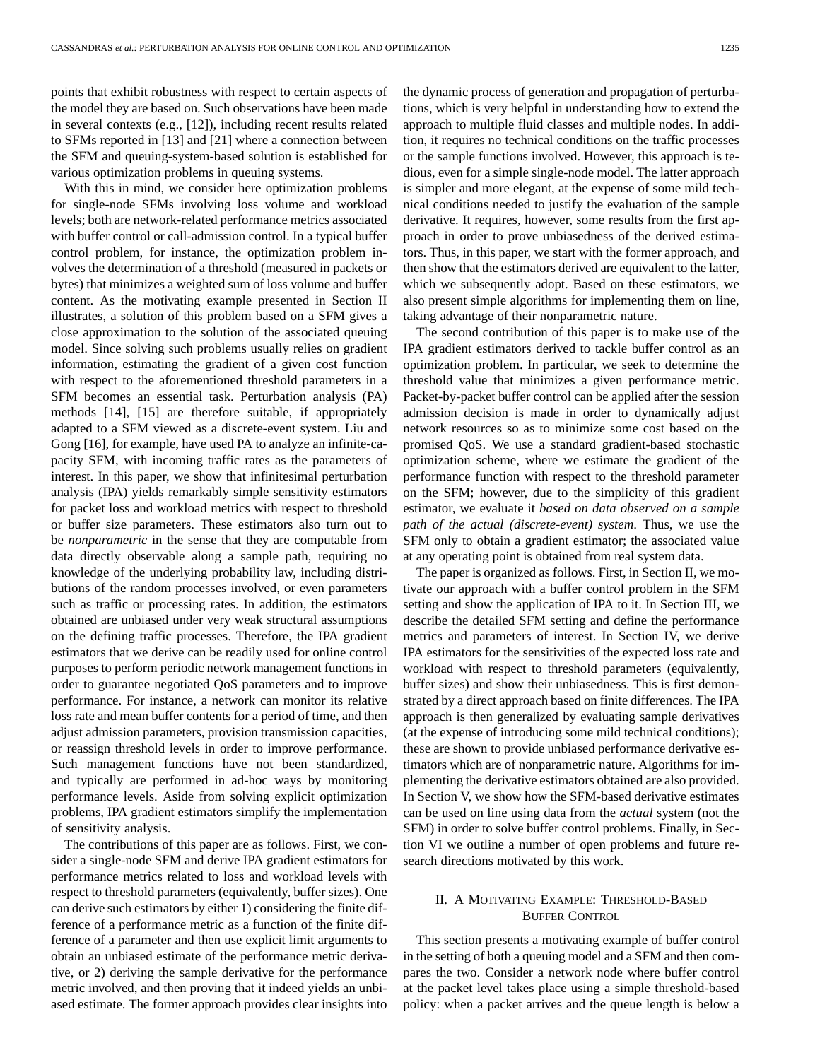points that exhibit robustness with respect to certain aspects of the model they are based on. Such observations have been made in several contexts (e.g., [12]), including recent results related to SFMs reported in [13] and [21] where a connection between the SFM and queuing-system-based solution is established for various optimization problems in queuing systems.

With this in mind, we consider here optimization problems for single-node SFMs involving loss volume and workload levels; both are network-related performance metrics associated with buffer control or call-admission control. In a typical buffer control problem, for instance, the optimization problem involves the determination of a threshold (measured in packets or bytes) that minimizes a weighted sum of loss volume and buffer content. As the motivating example presented in Section II illustrates, a solution of this problem based on a SFM gives a close approximation to the solution of the associated queuing model. Since solving such problems usually relies on gradient information, estimating the gradient of a given cost function with respect to the aforementioned threshold parameters in a SFM becomes an essential task. Perturbation analysis (PA) methods [14], [15] are therefore suitable, if appropriately adapted to a SFM viewed as a discrete-event system. Liu and Gong [16], for example, have used PA to analyze an infinite-capacity SFM, with incoming traffic rates as the parameters of interest. In this paper, we show that infinitesimal perturbation analysis (IPA) yields remarkably simple sensitivity estimators for packet loss and workload metrics with respect to threshold or buffer size parameters. These estimators also turn out to be *nonparametric* in the sense that they are computable from data directly observable along a sample path, requiring no knowledge of the underlying probability law, including distributions of the random processes involved, or even parameters such as traffic or processing rates. In addition, the estimators obtained are unbiased under very weak structural assumptions on the defining traffic processes. Therefore, the IPA gradient estimators that we derive can be readily used for online control purposes to perform periodic network management functions in order to guarantee negotiated QoS parameters and to improve performance. For instance, a network can monitor its relative loss rate and mean buffer contents for a period of time, and then adjust admission parameters, provision transmission capacities, or reassign threshold levels in order to improve performance. Such management functions have not been standardized, and typically are performed in ad-hoc ways by monitoring performance levels. Aside from solving explicit optimization problems, IPA gradient estimators simplify the implementation of sensitivity analysis.

The contributions of this paper are as follows. First, we consider a single-node SFM and derive IPA gradient estimators for performance metrics related to loss and workload levels with respect to threshold parameters (equivalently, buffer sizes). One can derive such estimators by either 1) considering the finite difference of a performance metric as a function of the finite difference of a parameter and then use explicit limit arguments to obtain an unbiased estimate of the performance metric derivative, or 2) deriving the sample derivative for the performance metric involved, and then proving that it indeed yields an unbiased estimate. The former approach provides clear insights into the dynamic process of generation and propagation of perturbations, which is very helpful in understanding how to extend the approach to multiple fluid classes and multiple nodes. In addition, it requires no technical conditions on the traffic processes or the sample functions involved. However, this approach is tedious, even for a simple single-node model. The latter approach is simpler and more elegant, at the expense of some mild technical conditions needed to justify the evaluation of the sample derivative. It requires, however, some results from the first approach in order to prove unbiasedness of the derived estimators. Thus, in this paper, we start with the former approach, and then show that the estimators derived are equivalent to the latter, which we subsequently adopt. Based on these estimators, we also present simple algorithms for implementing them on line, taking advantage of their nonparametric nature.

The second contribution of this paper is to make use of the IPA gradient estimators derived to tackle buffer control as an optimization problem. In particular, we seek to determine the threshold value that minimizes a given performance metric. Packet-by-packet buffer control can be applied after the session admission decision is made in order to dynamically adjust network resources so as to minimize some cost based on the promised QoS. We use a standard gradient-based stochastic optimization scheme, where we estimate the gradient of the performance function with respect to the threshold parameter on the SFM; however, due to the simplicity of this gradient estimator, we evaluate it *based on data observed on a sample path of the actual (discrete-event) system*. Thus, we use the SFM only to obtain a gradient estimator; the associated value at any operating point is obtained from real system data.

The paper is organized as follows. First, in Section II, we motivate our approach with a buffer control problem in the SFM setting and show the application of IPA to it. In Section III, we describe the detailed SFM setting and define the performance metrics and parameters of interest. In Section IV, we derive IPA estimators for the sensitivities of the expected loss rate and workload with respect to threshold parameters (equivalently, buffer sizes) and show their unbiasedness. This is first demonstrated by a direct approach based on finite differences. The IPA approach is then generalized by evaluating sample derivatives (at the expense of introducing some mild technical conditions); these are shown to provide unbiased performance derivative estimators which are of nonparametric nature. Algorithms for implementing the derivative estimators obtained are also provided. In Section V, we show how the SFM-based derivative estimates can be used on line using data from the *actual* system (not the SFM) in order to solve buffer control problems. Finally, in Section VI we outline a number of open problems and future research directions motivated by this work.

## II. A Motivating Example: Threshold-Based Buffer Control

This section presents a motivating example of buffer control in the setting of both a queuing model and a SFM and then compares the two. Consider a network node where buffer control at the packet level takes place using a simple threshold-based policy: when a packet arrives and the queue length is below a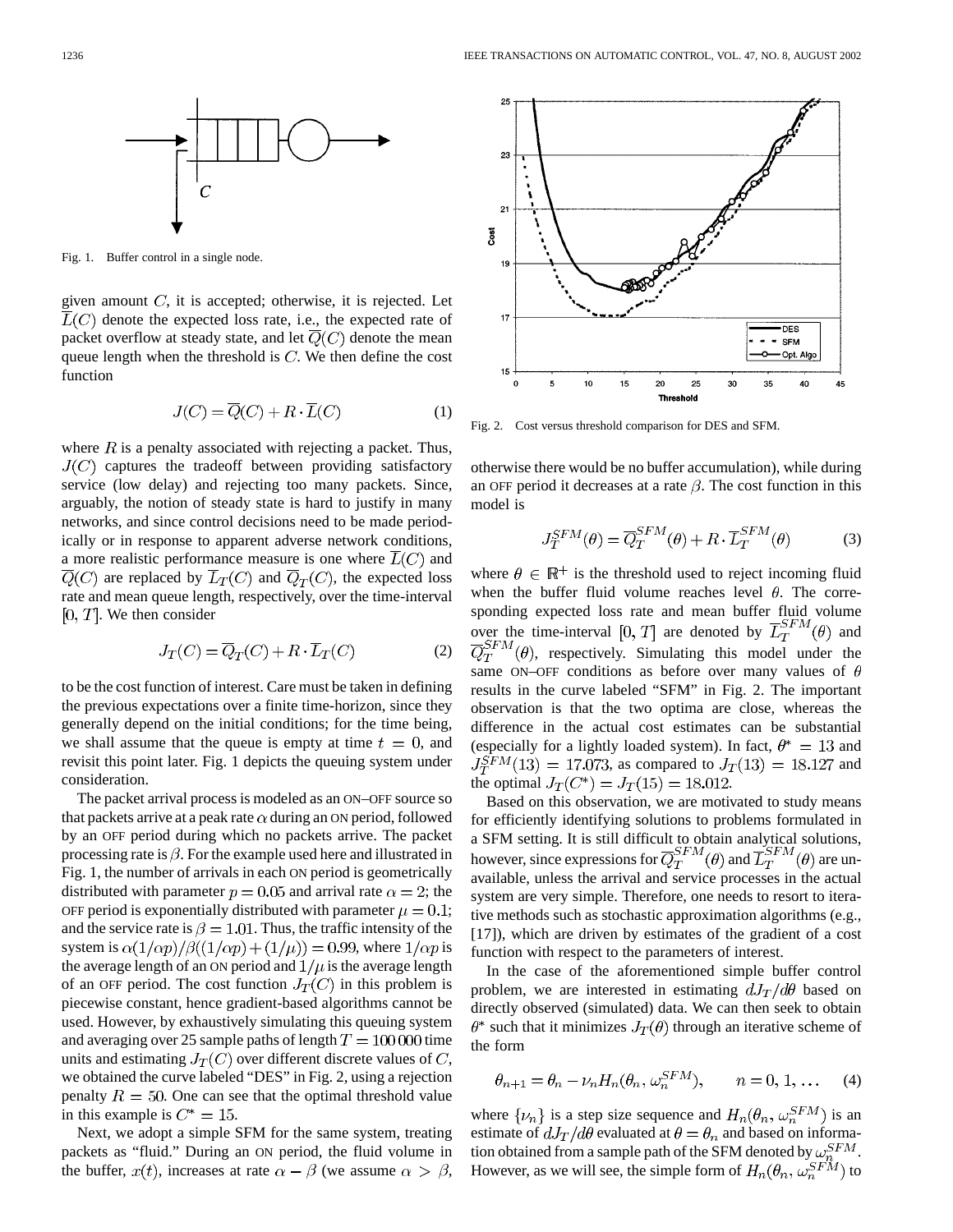Fig. 1. Buffer control in a single node.

given amount $C$, it is accepted; otherwise, it is rejected. Let $\overline{L}(C)$ denote the expected loss rate, i.e., the expected rate of packet overflow at steady state, and let $\overline{Q}(C)$ denote the mean queue length when the threshold is $C$. We then define the cost function

$$J(C) = \overline{Q}(C) + R \cdot \overline{L}(C) \tag{1}$$

where $R$ is a penalty associated with rejecting a packet. Thus, $J(C)$ captures the tradeoff between providing satisfactory service (low delay) and rejecting too many packets. Since, arguably, the notion of steady state is hard to justify in many networks, and since control decisions need to be made periodically or in response to apparent adverse network conditions, a more realistic performance measure is one where $\overline{L}(C)$ and $\overline{Q}(C)$ are replaced by $\overline{L}_T(C)$ and $\overline{Q}_T(C)$, the expected loss rate and mean queue length, respectively, over the time-interval $[0, T]$. We then consider

$$J_T(C) = \overline{Q}_T(C) + R \cdot \overline{L}_T(C) \tag{2}$$

to be the cost function of interest. Care must be taken in defining the previous expectations over a finite time-horizon, since they generally depend on the initial conditions; for the time being, we shall assume that the queue is empty at time $t = 0$, and revisit this point later. Fig. 1 depicts the queuing system under consideration.

The packet arrival process is modeled as an ON–OFF source so that packets arrive at a peak rate $\alpha$ during an ON period, followed by an OFF period during which no packets arrive. The packet processing rate is $\beta$. For the example used here and illustrated in Fig. 1, the number of arrivals in each ON period is geometrically distributed with parameter $p = 0.05$ and arrival rate $\alpha = 2$; the OFF period is exponentially distributed with parameter $\mu = 0.1$; and the service rate is $\beta = 1.01$. Thus, the traffic intensity of the system is $\alpha(1/\alpha p)/\beta((1/\alpha p) + (1/\mu)) = 0.99$, where $1/\alpha p$ is the average length of an ON period and $1/\mu$ is the average length of an OFF period. The cost function $J_T(C)$ in this problem is piecewise constant, hence gradient-based algorithms cannot be used. However, by exhaustively simulating this queuing system and averaging over 25 sample paths of length $T = 100\,000$ time units and estimating $J_T(C)$ over different discrete values of $C$, we obtained the curve labeled "DES" in Fig. 2, using a rejection penalty $R = 50$. One can see that the optimal threshold value in this example is $C^* = 15$.

Next, we adopt a simple SFM for the same system, treating packets as "fluid." During an ON period, the fluid volume in the buffer, $x(t)$, increases at rate $\alpha - \beta$ (we assume $\alpha > \beta$, otherwise there would be no buffer accumulation), while during an OFF period it decreases at a rate $\beta$. The cost function in this model is

Fig. 2. Cost versus threshold comparison for DES and SFM.

$$J_T^{SFM}(\theta) = \overline{Q}_T^{SFM}(\theta) + R \cdot \overline{L}_T^{SFM}(\theta) \tag{3}$$

where $\theta \in \mathbb{R}^+$ is the threshold used to reject incoming fluid when the buffer fluid volume reaches level $\theta$. The corresponding expected loss rate and mean buffer fluid volume over the time-interval $[0, T]$ are denoted by $\overline{L}_T^{SFM}(\theta)$ and $\overline{Q}_T^{SFM}(\theta)$, respectively. Simulating this model under the same ON–OFF conditions as before over many values of $\theta$ results in the curve labeled "SFM" in Fig. 2. The important observation is that the two optima are close, whereas the difference in the actual cost estimates can be substantial (especially for a lightly loaded system). In fact, $\theta^* = 13$ and $J_T^{SFM}(13) = 17.073$, as compared to $J_T(13) = 18.127$ and the optimal $J_T(C^*) = J_T(15) = 18.012$.

Based on this observation, we are motivated to study means for efficiently identifying solutions to problems formulated in a SFM setting. It is still difficult to obtain analytical solutions, however, since expressions for $\overline{Q}_T^{SFM}(\theta)$ and $\overline{L}_T^{SFM}(\theta)$ are unavailable, unless the arrival and service processes in the actual system are very simple. Therefore, one needs to resort to iterative methods such as stochastic approximation algorithms (e.g., [17]), which are driven by estimates of the gradient of a cost function with respect to the parameters of interest.

In the case of the aforementioned simple buffer control problem, we are interested in estimating $dJ_T/d\theta$ based on directly observed (simulated) data. We can then seek to obtain $\theta^*$ such that it minimizes $J_T(\theta)$ through an iterative scheme of the form

$$\theta_{n+1} = \theta_n - \nu_n H_n(\theta_n, \omega_n^{SFM}), \qquad n = 0, 1, \ldots \tag{4}$$

where $\{\nu_n\}$ is a step size sequence and $H_n(\theta_n, \omega_n^{SFM})$ is an estimate of $dJ_T/d\theta$ evaluated at $\theta = \theta_n$ and based on information obtained from a sample path of the SFM denoted by $\omega_n^{SFM}$. However, as we will see, the simple form of $H_n(\theta_n, \omega_n^{SFM})$ to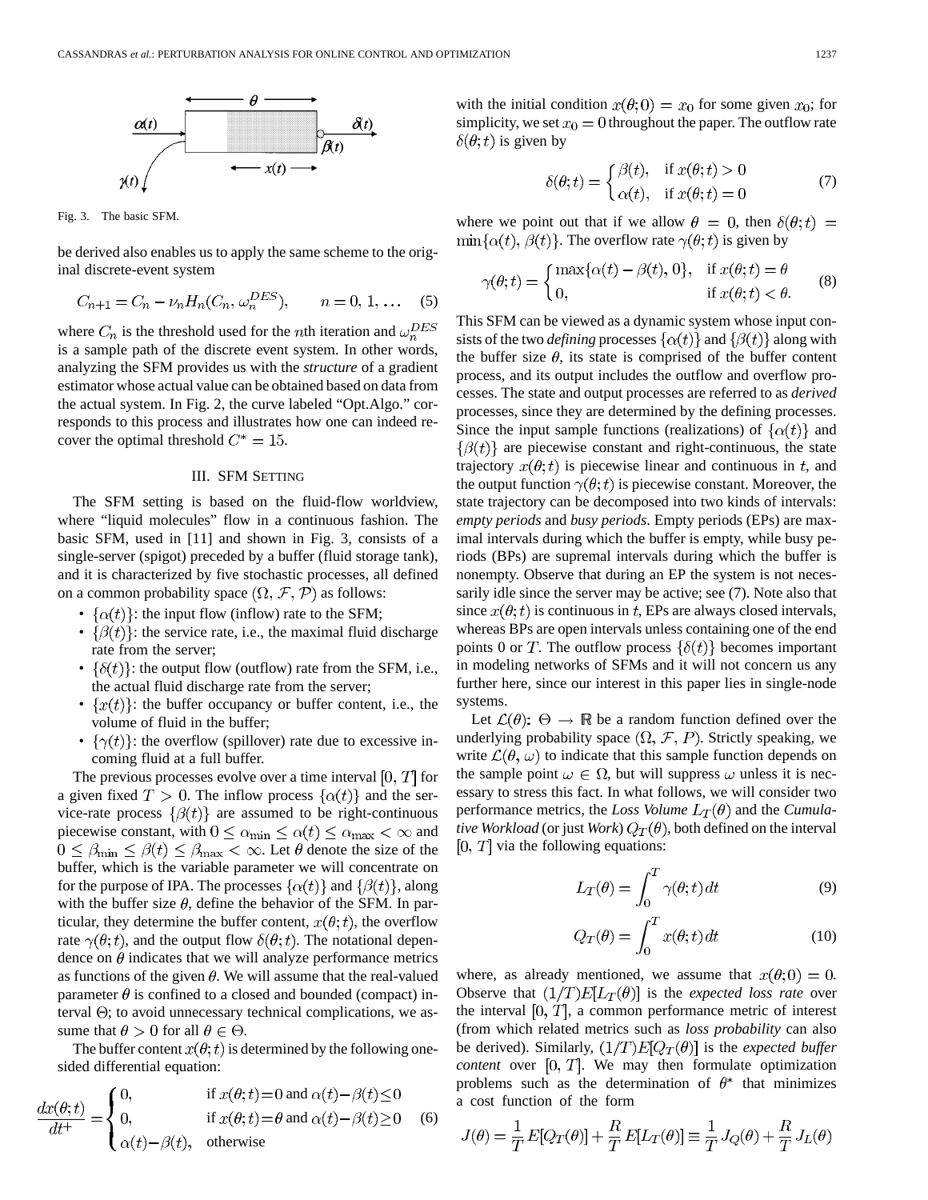Fig. 3. The basic SFM.

be derived also enables us to apply the same scheme to the original discrete-event system

$$C_{n+1} = C_n - \nu_n H_n(C_n, \omega_n^{DES}), \qquad n = 0, 1, \ldots \quad (5)$$

where $C_n$ is the threshold used for the $n$th iteration and $\omega_n^{DES}$ is a sample path of the discrete event system. In other words, analyzing the SFM provides us with the *structure* of a gradient estimator whose actual value can be obtained based on data from the actual system. In Fig. 2, the curve labeled "Opt.Algo." corresponds to this process and illustrates how one can indeed recover the optimal threshold $C^* = 15$.

## III. SFM Setting

The SFM setting is based on the fluid-flow worldview, where "liquid molecules" flow in a continuous fashion. The basic SFM, used in [11] and shown in Fig. 3, consists of a single-server (spigot) preceded by a buffer (fluid storage tank), and it is characterized by five stochastic processes, all defined on a common probability space $(\Omega, \mathcal{F}, \mathcal{P})$ as follows:

- $\{\alpha(t)\}$: the input flow (inflow) rate to the SFM;
- $\{\beta(t)\}$: the service rate, i.e., the maximal fluid discharge rate from the server;
- $\{\delta(t)\}$: the output flow (outflow) rate from the SFM, i.e., the actual fluid discharge rate from the server;
- $\{x(t)\}$: the buffer occupancy or buffer content, i.e., the volume of fluid in the buffer;
- $\{\gamma(t)\}$: the overflow (spillover) rate due to excessive incoming fluid at a full buffer.

The previous processes evolve over a time interval $[0, T]$ for a given fixed $T > 0$. The inflow process $\{\alpha(t)\}$ and the service-rate process $\{\beta(t)\}$ are assumed to be right-continuous piecewise constant, with $0 \leq \alpha_{\min} \leq \alpha(t) \leq \alpha_{\max} < \infty$ and $0 \leq \beta_{\min} \leq \beta(t) \leq \beta_{\max} < \infty$. Let $\theta$ denote the size of the buffer, which is the variable parameter we will concentrate on for the purpose of IPA. The processes $\{\alpha(t)\}$ and $\{\beta(t)\}$, along with the buffer size $\theta$, define the behavior of the SFM. In particular, they determine the buffer content, $x(\theta; t)$, the overflow rate $\gamma(\theta; t)$, and the output flow $\delta(\theta; t)$. The notational dependence on $\theta$ indicates that we will analyze performance metrics as functions of the given $\theta$. We will assume that the real-valued parameter $\theta$ is confined to a closed and bounded (compact) interval $\Theta$; to avoid unnecessary technical complications, we assume that $\theta > 0$ for all $\theta \in \Theta$.

The buffer content $x(\theta; t)$ is determined by the following one-sided differential equation:

$$\frac{dx(\theta;t)}{dt^+} = \begin{cases} 0, & \text{if } x(\theta;t)=0 \text{ and } \alpha(t)-\beta(t) \leq 0 \\ 0, & \text{if } x(\theta;t)=\theta \text{ and } \alpha(t)-\beta(t) \geq 0 \\ \alpha(t)-\beta(t), & \text{otherwise} \end{cases} \quad (6)$$

with the initial condition $x(\theta; 0) = x_0$ for some given $x_0$; for simplicity, we set $x_0 = 0$ throughout the paper. The outflow rate $\delta(\theta; t)$ is given by

$$\delta(\theta;t) = \begin{cases} \beta(t), & \text{if } x(\theta;t) > 0 \\ \alpha(t), & \text{if } x(\theta;t) = 0 \end{cases} \quad (7)$$

where we point out that if we allow $\theta = 0$, then $\delta(\theta; t) = \min\{\alpha(t), \beta(t)\}$. The overflow rate $\gamma(\theta; t)$ is given by

$$\gamma(\theta;t) = \begin{cases} \max\{\alpha(t)-\beta(t), 0\}, & \text{if } x(\theta;t) = \theta \\ 0, & \text{if } x(\theta;t) < \theta. \end{cases} \quad (8)$$

This SFM can be viewed as a dynamic system whose input consists of the two *defining* processes $\{\alpha(t)\}$ and $\{\beta(t)\}$ along with the buffer size $\theta$, its state is comprised of the buffer content process, and its output includes the outflow and overflow processes. The state and output processes are referred to as *derived* processes, since they are determined by the defining processes. Since the input sample functions (realizations) of $\{\alpha(t)\}$ and $\{\beta(t)\}$ are piecewise constant and right-continuous, the state trajectory $x(\theta; t)$ is piecewise linear and continuous in $t$, and the output function $\gamma(\theta; t)$ is piecewise constant. Moreover, the state trajectory can be decomposed into two kinds of intervals: *empty periods* and *busy periods*. Empty periods (EPs) are maximal intervals during which the buffer is empty, while busy periods (BPs) are supremal intervals during which the buffer is nonempty. Observe that during an EP the system is not necessarily idle since the server may be active; see (7). Note also that since $x(\theta; t)$ is continuous in $t$, EPs are always closed intervals, whereas BPs are open intervals unless containing one of the end points 0 or $T$. The outflow process $\{\delta(t)\}$ becomes important in modeling networks of SFMs and it will not concern us any further here, since our interest in this paper lies in single-node systems.

Let $\mathcal{L}(\theta)\colon \Theta \rightarrow \mathbb{R}$ be a random function defined over the underlying probability space $(\Omega, \mathcal{F}, P)$. Strictly speaking, we write $\mathcal{L}(\theta, \omega)$ to indicate that this sample function depends on the sample point $\omega \in \Omega$, but will suppress $\omega$ unless it is necessary to stress this fact. In what follows, we will consider two performance metrics, the *Loss Volume* $L_T(\theta)$ and the *Cumulative Workload* (or just *Work*) $Q_T(\theta)$, both defined on the interval $[0, T]$ via the following equations:

$$L_T(\theta) = \int_0^T \gamma(\theta; t)\, dt \quad (9)$$

$$Q_T(\theta) = \int_0^T x(\theta; t)\, dt \quad (10)$$

where, as already mentioned, we assume that $x(\theta; 0) = 0$. Observe that $(1/T)E[L_T(\theta)]$ is the *expected loss rate* over the interval $[0, T]$, a common performance metric of interest (from which related metrics such as *loss probability* can also be derived). Similarly, $(1/T)E[Q_T(\theta)]$ is the *expected buffer content* over $[0, T]$. We may then formulate optimization problems such as the determination of $\theta^*$ that minimizes a cost function of the form

$$J(\theta) = \frac{1}{T}E[Q_T(\theta)] + \frac{R}{T}E[L_T(\theta)] \equiv \frac{1}{T}J_Q(\theta) + \frac{R}{T}J_L(\theta)$$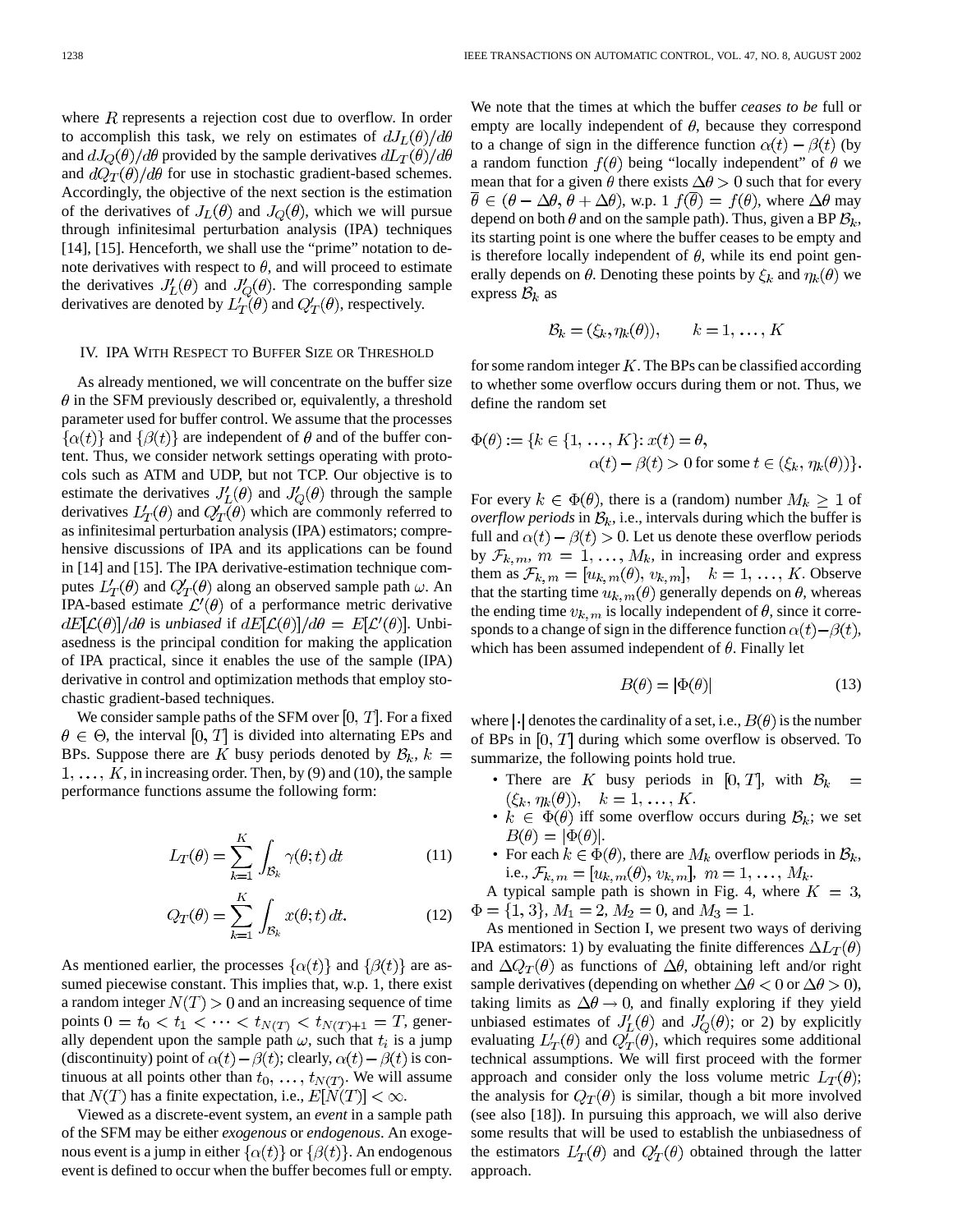where $R$ represents a rejection cost due to overflow. In order to accomplish this task, we rely on estimates of $dJ_L(\theta)/d\theta$ and $dJ_Q(\theta)/d\theta$ provided by the sample derivatives $dL_T(\theta)/d\theta$ and $dQ_T(\theta)/d\theta$ for use in stochastic gradient-based schemes. Accordingly, the objective of the next section is the estimation of the derivatives of $J_L(\theta)$ and $J_Q(\theta)$, which we will pursue through infinitesimal perturbation analysis (IPA) techniques [14], [15]. Henceforth, we shall use the "prime" notation to denote derivatives with respect to $\theta$, and will proceed to estimate the derivatives $J_L'(\theta)$ and $J_Q'(\theta)$. The corresponding sample derivatives are denoted by $L_T'(\theta)$ and $Q_T'(\theta)$, respectively.

## IV. IPA With Respect to Buffer Size or Threshold

As already mentioned, we will concentrate on the buffer size $\theta$ in the SFM previously described or, equivalently, a threshold parameter used for buffer control. We assume that the processes $\{\alpha(t)\}$ and $\{\beta(t)\}$ are independent of $\theta$ and of the buffer content. Thus, we consider network settings operating with protocols such as ATM and UDP, but not TCP. Our objective is to estimate the derivatives $J_L'(\theta)$ and $J_Q'(\theta)$ through the sample derivatives $L_T'(\theta)$ and $Q_T'(\theta)$ which are commonly referred to as infinitesimal perturbation analysis (IPA) estimators; comprehensive discussions of IPA and its applications can be found in [14] and [15]. The IPA derivative-estimation technique computes $L_T'(\theta)$ and $Q_T'(\theta)$ along an observed sample path $\omega$. An IPA-based estimate $\mathcal{L}'(\theta)$ of a performance metric derivative $dE[\mathcal{L}(\theta)]/d\theta$ is *unbiased* if $dE[\mathcal{L}(\theta)]/d\theta = E[\mathcal{L}'(\theta)]$. Unbiasedness is the principal condition for making the application of IPA practical, since it enables the use of the sample (IPA) derivative in control and optimization methods that employ stochastic gradient-based techniques.

We consider sample paths of the SFM over $[0, T]$. For a fixed $\theta \in \Theta$, the interval $[0, T]$ is divided into alternating EPs and BPs. Suppose there are $K$ busy periods denoted by $\mathcal{B}_k$, $k = 1, \ldots, K$, in increasing order. Then, by (9) and (10), the sample performance functions assume the following form:

$$L_T(\theta) = \sum_{k=1}^{K} \int_{\mathcal{B}_k} \gamma(\theta; t)\, dt \tag{11}$$

$$Q_T(\theta) = \sum_{k=1}^{K} \int_{\mathcal{B}_k} x(\theta; t)\, dt. \tag{12}$$

As mentioned earlier, the processes $\{\alpha(t)\}$ and $\{\beta(t)\}$ are assumed piecewise constant. This implies that, w.p. 1, there exist a random integer $N(T) > 0$ and an increasing sequence of time points $0 = t_0 < t_1 < \cdots < t_{N(T)} < t_{N(T)+1} = T$, generally dependent upon the sample path $\omega$, such that $t_i$ is a jump (discontinuity) point of $\alpha(t) - \beta(t)$; clearly, $\alpha(t) - \beta(t)$ is continuous at all points other than $t_0, \ldots, t_{N(T)}$. We will assume that $N(T)$ has a finite expectation, i.e., $E[N(T)] < \infty$.

Viewed as a discrete-event system, an *event* in a sample path of the SFM may be either *exogenous* or *endogenous*. An exogenous event is a jump in either $\{\alpha(t)\}$ or $\{\beta(t)\}$. An endogenous event is defined to occur when the buffer becomes full or empty. We note that the times at which the buffer *ceases to be* full or empty are locally independent of $\theta$, because they correspond to a change of sign in the difference function $\alpha(t) - \beta(t)$ (by a random function $f(\theta)$ being "locally independent" of $\theta$ we mean that for a given $\theta$ there exists $\Delta\theta > 0$ such that for every $\bar{\theta} \in (\theta - \Delta\theta, \theta + \Delta\theta)$, w.p. 1 $f(\bar{\theta}) = f(\theta)$, where $\Delta\theta$ may depend on both $\theta$ and on the sample path). Thus, given a BP $\mathcal{B}_k$, its starting point is one where the buffer ceases to be empty and is therefore locally independent of $\theta$, while its end point generally depends on $\theta$. Denoting these points by $\xi_k$ and $\eta_k(\theta)$ we express $\mathcal{B}_k$ as

$$\mathcal{B}_k = (\xi_k, \eta_k(\theta)), \qquad k = 1, \ldots, K$$

for some random integer $K$. The BPs can be classified according to whether some overflow occurs during them or not. Thus, we define the random set

$$\Phi(\theta) := \{k \in \{1, \ldots, K\}\colon x(t) = \theta,\ \alpha(t) - \beta(t) > 0 \text{ for some } t \in (\xi_k, \eta_k(\theta))\}.$$

For every $k \in \Phi(\theta)$, there is a (random) number $M_k \geq 1$ of *overflow periods* in $\mathcal{B}_k$, i.e., intervals during which the buffer is full and $\alpha(t) - \beta(t) > 0$. Let us denote these overflow periods by $\mathcal{F}_{k,m}$, $m = 1, \ldots, M_k$, in increasing order and express them as $\mathcal{F}_{k,m} = [u_{k,m}(\theta), v_{k,m}]$, $k = 1, \ldots, K$. Observe that the starting time $u_{k,m}(\theta)$ generally depends on $\theta$, whereas the ending time $v_{k,m}$ is locally independent of $\theta$, since it corresponds to a change of sign in the difference function $\alpha(t) - \beta(t)$, which has been assumed independent of $\theta$. Finally let

$$B(\theta) = |\Phi(\theta)| \tag{13}$$

where $|\cdot|$ denotes the cardinality of a set, i.e., $B(\theta)$ is the number of BPs in $[0, T]$ during which some overflow is observed. To summarize, the following points hold true.

- There are $K$ busy periods in $[0, T]$, with $\mathcal{B}_k = (\xi_k, \eta_k(\theta))$, $k = 1, \ldots, K$.
- $k \in \Phi(\theta)$ iff some overflow occurs during $\mathcal{B}_k$; we set $B(\theta) = |\Phi(\theta)|$.
- For each $k \in \Phi(\theta)$, there are $M_k$ overflow periods in $\mathcal{B}_k$, i.e., $\mathcal{F}_{k,m} = [u_{k,m}(\theta), v_{k,m}]$, $m = 1, \ldots, M_k$.

A typical sample path is shown in Fig. 4, where $K = 3$, $\Phi = \{1, 3\}$, $M_1 = 2$, $M_2 = 0$, and $M_3 = 1$.

As mentioned in Section I, we present two ways of deriving IPA estimators: 1) by evaluating the finite differences $\Delta L_T(\theta)$ and $\Delta Q_T(\theta)$ as functions of $\Delta\theta$, obtaining left and/or right sample derivatives (depending on whether $\Delta\theta < 0$ or $\Delta\theta > 0$), taking limits as $\Delta\theta \to 0$, and finally exploring if they yield unbiased estimates of $J_L'(\theta)$ and $J_Q'(\theta)$; or 2) by explicitly evaluating $L_T'(\theta)$ and $Q_T'(\theta)$, which requires some additional technical assumptions. We will first proceed with the former approach and consider only the loss volume metric $L_T(\theta)$; the analysis for $Q_T(\theta)$ is similar, though a bit more involved (see also [18]). In pursuing this approach, we will also derive some results that will be used to establish the unbiasedness of the estimators $L_T'(\theta)$ and $Q_T'(\theta)$ obtained through the latter approach.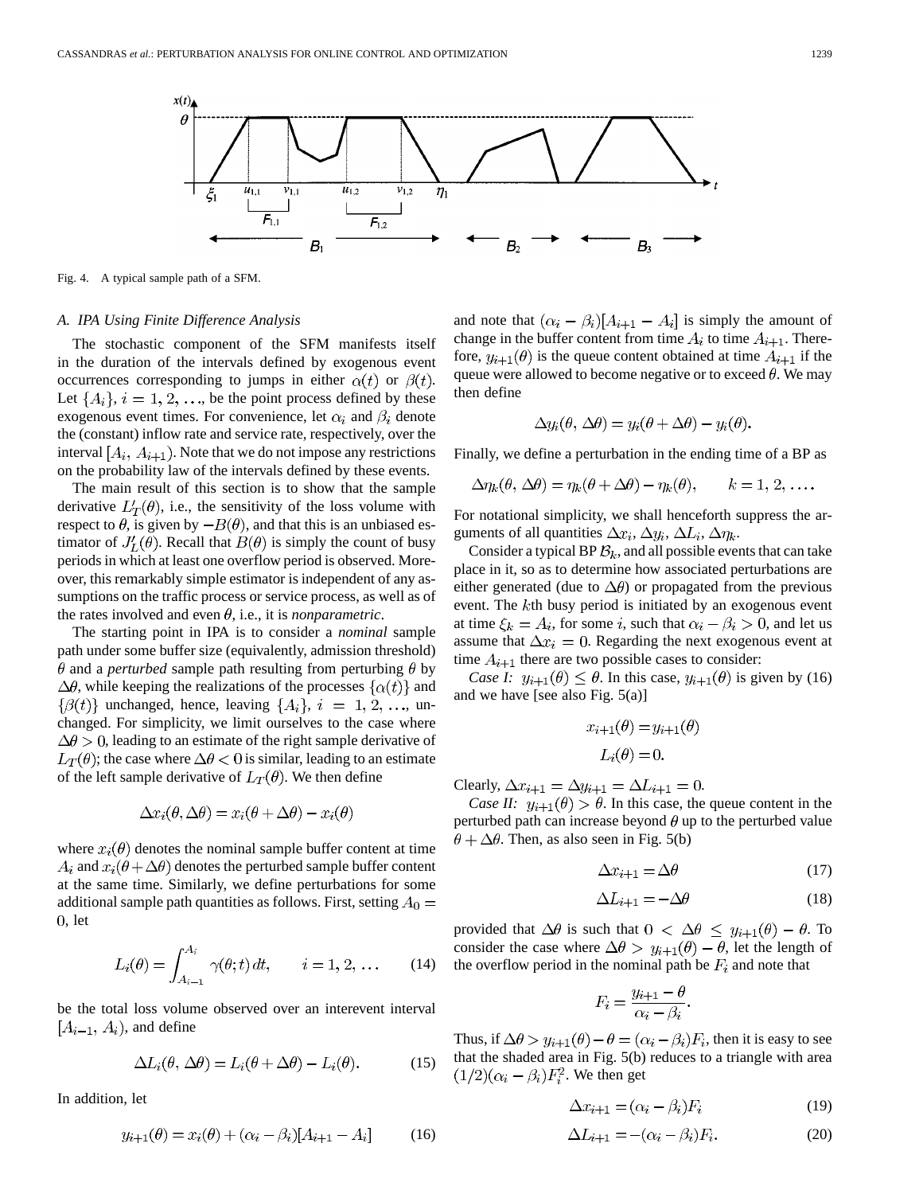Fig. 4. A typical sample path of a SFM.

### A. IPA Using Finite Difference Analysis

The stochastic component of the SFM manifests itself in the duration of the intervals defined by exogenous event occurrences corresponding to jumps in either $\alpha(t)$ or $\beta(t)$. Let $\{A_i\}$, $i = 1, 2, \ldots$, be the point process defined by these exogenous event times. For convenience, let $\alpha_i$ and $\beta_i$ denote the (constant) inflow rate and service rate, respectively, over the interval $[A_i, A_{i+1})$. Note that we do not impose any restrictions on the probability law of the intervals defined by these events.

The main result of this section is to show that the sample derivative $L'_T(\theta)$, i.e., the sensitivity of the loss volume with respect to $\theta$, is given by $-B(\theta)$, and that this is an unbiased estimator of $J'_L(\theta)$. Recall that $B(\theta)$ is simply the count of busy periods in which at least one overflow period is observed. Moreover, this remarkably simple estimator is independent of any assumptions on the traffic process or service process, as well as of the rates involved and even $\theta$, i.e., it is *nonparametric*.

The starting point in IPA is to consider a *nominal* sample path under some buffer size (equivalently, admission threshold) $\theta$ and a *perturbed* sample path resulting from perturbing $\theta$ by $\Delta\theta$, while keeping the realizations of the processes $\{\alpha(t)\}$ and $\{\beta(t)\}$ unchanged, hence, leaving $\{A_i\}$, $i = 1, 2, \ldots$, unchanged. For simplicity, we limit ourselves to the case where $\Delta\theta > 0$, leading to an estimate of the right sample derivative of $L_T(\theta)$; the case where $\Delta\theta < 0$ is similar, leading to an estimate of the left sample derivative of $L_T(\theta)$. We then define

$$\Delta x_i(\theta, \Delta\theta) = x_i(\theta + \Delta\theta) - x_i(\theta)$$

where $x_i(\theta)$ denotes the nominal sample buffer content at time $A_i$ and $x_i(\theta + \Delta\theta)$ denotes the perturbed sample buffer content at the same time. Similarly, we define perturbations for some additional sample path quantities as follows. First, setting $A_0 = 0$, let

$$L_i(\theta) = \int_{A_{i-1}}^{A_i} \gamma(\theta; t)\, dt, \qquad i = 1, 2, \ldots \tag{14}$$

be the total loss volume observed over an interevent interval $[A_{i-1}, A_i)$, and define

$$\Delta L_i(\theta, \Delta\theta) = L_i(\theta + \Delta\theta) - L_i(\theta). \tag{15}$$

In addition, let

$$y_{i+1}(\theta) = x_i(\theta) + (\alpha_i - \beta_i)[A_{i+1} - A_i] \tag{16}$$

and note that $(\alpha_i - \beta_i)[A_{i+1} - A_i]$ is simply the amount of change in the buffer content from time $A_i$ to time $A_{i+1}$. Therefore, $y_{i+1}(\theta)$ is the queue content obtained at time $A_{i+1}$ if the queue were allowed to become negative or to exceed $\theta$. We may then define

$$\Delta y_i(\theta, \Delta\theta) = y_i(\theta + \Delta\theta) - y_i(\theta).$$

Finally, we define a perturbation in the ending time of a BP as

$$\Delta\eta_k(\theta, \Delta\theta) = \eta_k(\theta + \Delta\theta) - \eta_k(\theta), \qquad k = 1, 2, \ldots.$$

For notational simplicity, we shall henceforth suppress the arguments of all quantities $\Delta x_i$, $\Delta y_i$, $\Delta L_i$, $\Delta\eta_k$.

Consider a typical BP $\mathcal{B}_k$, and all possible events that can take place in it, so as to determine how associated perturbations are either generated (due to $\Delta\theta$) or propagated from the previous event. The $k$th busy period is initiated by an exogenous event at time $\xi_k = A_i$, for some $i$, such that $\alpha_i - \beta_i > 0$, and let us assume that $\Delta x_i = 0$. Regarding the next exogenous event at time $A_{i+1}$ there are two possible cases to consider:

*Case I:* $y_{i+1}(\theta) \le \theta$. In this case, $y_{i+1}(\theta)$ is given by (16) and we have [see also Fig. 5(a)]

$$x_{i+1}(\theta) = y_{i+1}(\theta)$$
$$L_i(\theta) = 0.$$

Clearly, $\Delta x_{i+1} = \Delta y_{i+1} = \Delta L_{i+1} = 0$.

*Case II:* $y_{i+1}(\theta) > \theta$. In this case, the queue content in the perturbed path can increase beyond $\theta$ up to the perturbed value $\theta + \Delta\theta$. Then, as also seen in Fig. 5(b)

$$\Delta x_{i+1} = \Delta\theta \tag{17}$$

$$\Delta L_{i+1} = -\Delta\theta \tag{18}$$

provided that $\Delta\theta$ is such that $0 < \Delta\theta \le y_{i+1}(\theta) - \theta$. To consider the case where $\Delta\theta > y_{i+1}(\theta) - \theta$, let the length of the overflow period in the nominal path be $F_i$ and note that

$$F_i = \frac{y_{i+1} - \theta}{\alpha_i - \beta_i}.$$

Thus, if $\Delta\theta > y_{i+1}(\theta) - \theta = (\alpha_i - \beta_i)F_i$, then it is easy to see that the shaded area in Fig. 5(b) reduces to a triangle with area $(1/2)(\alpha_i - \beta_i)F_i^2$. We then get

$$\Delta x_{i+1} = (\alpha_i - \beta_i)F_i \tag{19}$$

$$\Delta L_{i+1} = -(\alpha_i - \beta_i)F_i. \tag{20}$$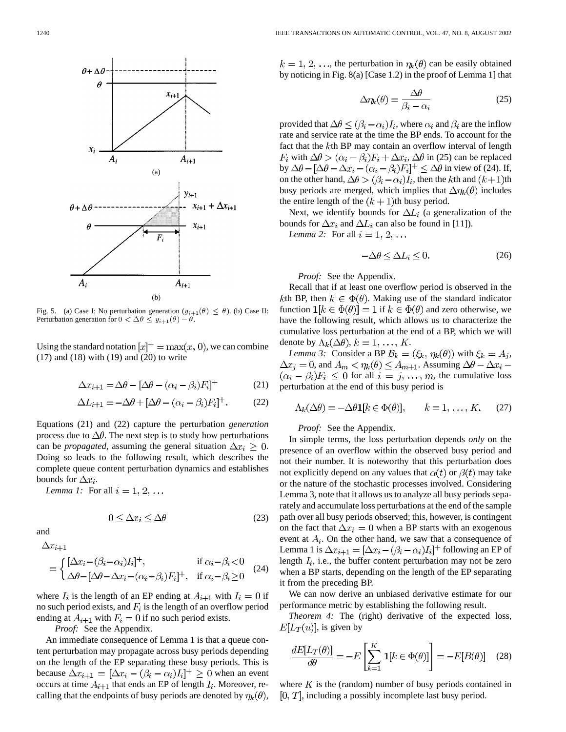Fig. 5. (a) Case I: No perturbation generation ($y_{i+1}(\theta) \le \theta$). (b) Case II: Perturbation generation for $0 < \Delta\theta \le y_{i+1}(\theta) - \theta$.

Using the standard notation $[x]^+ = \max(x, 0)$, we can combine (17) and (18) with (19) and (20) to write

$$\Delta x_{i+1} = \Delta\theta - [\Delta\theta - (\alpha_i - \beta_i)F_i]^+ \tag{21}$$

$$\Delta L_{i+1} = -\Delta\theta + [\Delta\theta - (\alpha_i - \beta_i)F_i]^+. \tag{22}$$

Equations (21) and (22) capture the perturbation *generation* process due to $\Delta\theta$. The next step is to study how perturbations can be *propagated*, assuming the general situation $\Delta x_i \ge 0$. Doing so leads to the following result, which describes the complete queue content perturbation dynamics and establishes bounds for $\Delta x_i$.

*Lemma 1:* For all $i = 1, 2, \ldots$

$$0 \le \Delta x_i \le \Delta\theta \tag{23}$$

and

$$\Delta x_{i+1} = \begin{cases} [\Delta x_i - (\beta_i - \alpha_i)I_i]^+, & \text{if } \alpha_i - \beta_i < 0 \\ \Delta\theta - [\Delta\theta - \Delta x_i - (\alpha_i - \beta_i)F_i]^+, & \text{if } \alpha_i - \beta_i \ge 0 \end{cases} \tag{24}$$

where $I_i$ is the length of an EP ending at $A_{i+1}$ with $I_i = 0$ if no such period exists, and $F_i$ is the length of an overflow period ending at $A_{i+1}$ with $F_i = 0$ if no such period exists.

*Proof:* See the Appendix.

An immediate consequence of Lemma 1 is that a queue content perturbation may propagate across busy periods depending on the length of the EP separating these busy periods. This is because $\Delta x_{i+1} = [\Delta x_i - (\beta_i - \alpha_i)I_i]^+ \ge 0$ when an event occurs at time $A_{i+1}$ that ends an EP of length $I_i$. Moreover, recalling that the endpoints of busy periods are denoted by $\eta_k(\theta)$, $k = 1, 2, \ldots$, the perturbation in $\eta_k(\theta)$ can be easily obtained by noticing in Fig. 8(a) [Case 1.2) in the proof of Lemma 1] that

$$\Delta\eta_k(\theta) = \frac{\Delta\theta}{\beta_i - \alpha_i} \tag{25}$$

provided that $\Delta\theta \le (\beta_i - \alpha_i)I_i$, where $\alpha_i$ and $\beta_i$ are the inflow rate and service rate at the time the BP ends. To account for the fact that the $k$th BP may contain an overflow interval of length $F_i$ with $\Delta\theta > (\alpha_i - \beta_i)F_i + \Delta x_i$, $\Delta\theta$ in (25) can be replaced by $\Delta\theta - [\Delta\theta - \Delta x_i - (\alpha_i - \beta_i)F_i]^+ \le \Delta\theta$ in view of (24). If, on the other hand, $\Delta\theta > (\beta_i - \alpha_i)I_i$, then the $k$th and $(k+1)$th busy periods are merged, which implies that $\Delta\eta_k(\theta)$ includes the entire length of the $(k+1)$th busy period.

Next, we identify bounds for $\Delta L_i$ (a generalization of the bounds for $\Delta x_i$ and $\Delta L_i$ can also be found in [11]).

*Lemma 2:* For all $i = 1, 2, \ldots$

$$-\Delta\theta \le \Delta L_i \le 0. \tag{26}$$

*Proof:* See the Appendix.

Recall that if at least one overflow period is observed in the $k$th BP, then $k \in \Phi(\theta)$. Making use of the standard indicator function $\mathbf{1}[k \in \Phi(\theta)] = 1$ if $k \in \Phi(\theta)$ and zero otherwise, we have the following result, which allows us to characterize the cumulative loss perturbation at the end of a BP, which we will denote by $\Lambda_k(\Delta\theta)$, $k = 1, \ldots, K$.

*Lemma 3:* Consider a BP $\mathcal{B}_k = (\xi_k, \eta_k(\theta))$ with $\xi_k = A_j$, $\Delta x_j = 0$, and $A_m < \eta_k(\theta) \le A_{m+1}$. Assuming $\Delta\theta - \Delta x_i - (\alpha_i - \beta_i)F_i \le 0$ for all $i = j, \ldots, m$, the cumulative loss perturbation at the end of this busy period is

$$\Lambda_k(\Delta\theta) = -\Delta\theta \mathbf{1}[k \in \Phi(\theta)], \qquad k = 1, \ldots, K. \tag{27}$$

*Proof:* See the Appendix.

In simple terms, the loss perturbation depends *only* on the presence of an overflow within the observed busy period and not their number. It is noteworthy that this perturbation does not explicitly depend on any values that $\alpha(t)$ or $\beta(t)$ may take or the nature of the stochastic processes involved. Considering Lemma 3, note that it allows us to analyze all busy periods separately and accumulate loss perturbations at the end of the sample path over all busy periods observed; this, however, is contingent on the fact that $\Delta x_i = 0$ when a BP starts with an exogenous event at $A_i$. On the other hand, we saw that a consequence of Lemma 1 is $\Delta x_{i+1} = [\Delta x_i - (\beta_i - \alpha_i)I_i]^+$ following an EP of length $I_i$, i.e., the buffer content perturbation may not be zero when a BP starts, depending on the length of the EP separating it from the preceding BP.

We can now derive an unbiased derivative estimate for our performance metric by establishing the following result.

*Theorem 4:* The (right) derivative of the expected loss, $E[L_T(u)]$, is given by

$$\frac{dE[L_T(\theta)]}{d\theta} = -E\left[\sum_{k=1}^{K} \mathbf{1}[k \in \Phi(\theta)]\right] = -E[B(\theta)] \tag{28}$$

where $K$ is the (random) number of busy periods contained in $[0, T]$, including a possibly incomplete last busy period.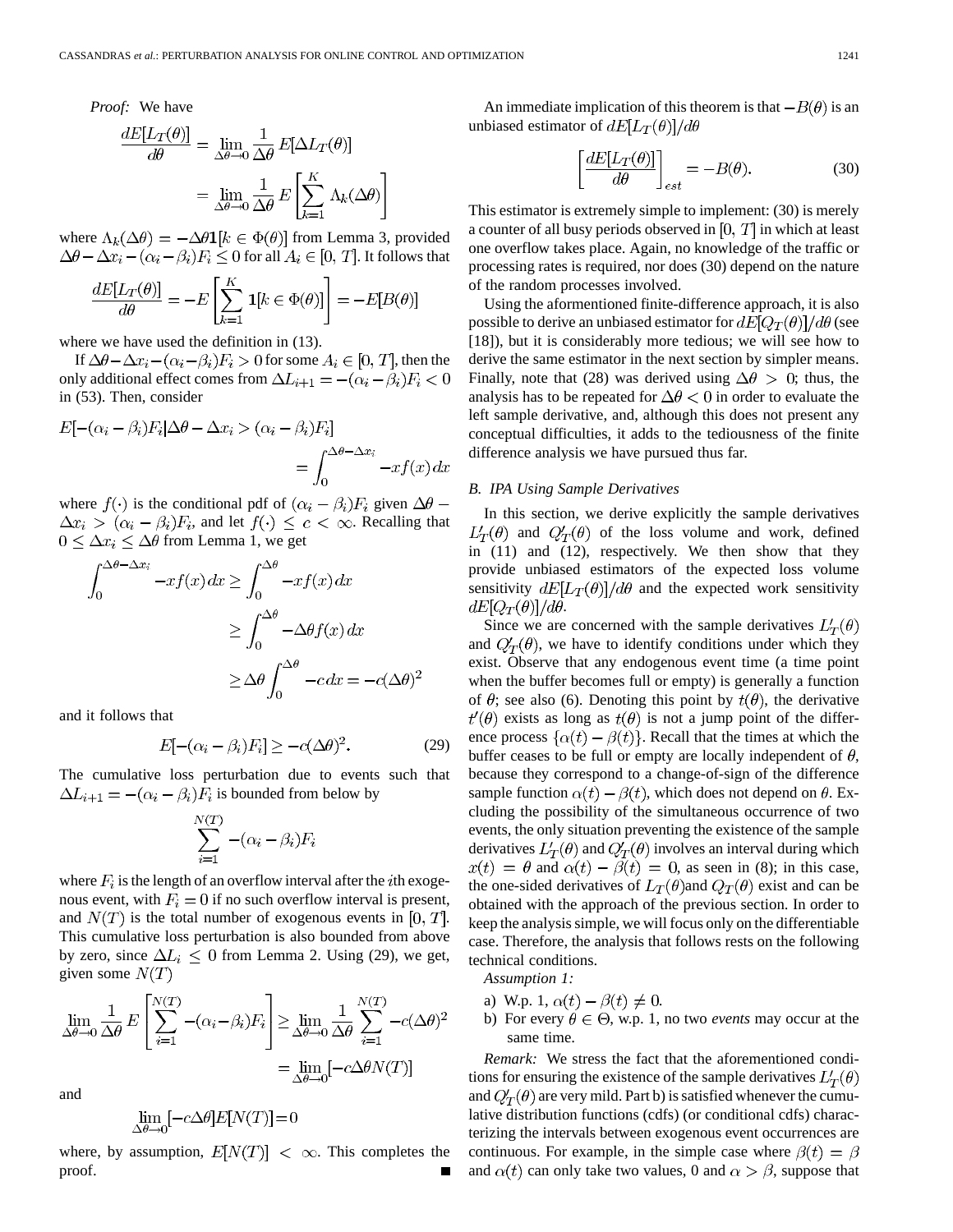*Proof:* We have

$$\frac{dE[L_T(\theta)]}{d\theta} = \lim_{\Delta\theta \to 0} \frac{1}{\Delta\theta} E[\Delta L_T(\theta)]$$

$$= \lim_{\Delta\theta \to 0} \frac{1}{\Delta\theta} E\left[\sum_{k=1}^{K} \Lambda_k(\Delta\theta)\right]$$

where $\Lambda_k(\Delta\theta) = -\Delta\theta \mathbf{1}[k \in \Phi(\theta)]$ from Lemma 3, provided $\Delta\theta - \Delta x_i - (\alpha_i - \beta_i)F_i \leq 0$ for all $A_i \in [0, T]$. It follows that

$$\frac{dE[L_T(\theta)]}{d\theta} = -E\left[\sum_{k=1}^{K} \mathbf{1}[k \in \Phi(\theta)]\right] = -E[B(\theta)]$$

where we have used the definition in (13).

If $\Delta\theta - \Delta x_i - (\alpha_i - \beta_i)F_i > 0$ for some $A_i \in [0, T]$, then the only additional effect comes from $\Delta L_{i+1} = -(\alpha_i - \beta_i)F_i < 0$ in (53). Then, consider

$$E[-(\alpha_i - \beta_i)F_i | \Delta\theta - \Delta x_i > (\alpha_i - \beta_i)F_i] = \int_0^{\Delta\theta - \Delta x_i} -xf(x)\,dx$$

where $f(\cdot)$ is the conditional pdf of $(\alpha_i - \beta_i)F_i$ given $\Delta\theta - \Delta x_i > (\alpha_i - \beta_i)F_i$, and let $f(\cdot) \leq c < \infty$. Recalling that $0 \leq \Delta x_i \leq \Delta\theta$ from Lemma 1, we get

$$\int_0^{\Delta\theta - \Delta x_i} -xf(x)\,dx \geq \int_0^{\Delta\theta} -xf(x)\,dx$$

$$\geq \int_0^{\Delta\theta} -\Delta\theta f(x)\,dx$$

$$\geq \Delta\theta \int_0^{\Delta\theta} -c\,dx = -c(\Delta\theta)^2$$

and it follows that

$$E[-(\alpha_i - \beta_i)F_i] \geq -c(\Delta\theta)^2. \tag{29}$$

The cumulative loss perturbation due to events such that $\Delta L_{i+1} = -(\alpha_i - \beta_i)F_i$ is bounded from below by

$$\sum_{i=1}^{N(T)} -(\alpha_i - \beta_i)F_i$$

where $F_i$ is the length of an overflow interval after the $i$th exogenous event, with $F_i = 0$ if no such overflow interval is present, and $N(T)$ is the total number of exogenous events in $[0, T]$. This cumulative loss perturbation is also bounded from above by zero, since $\Delta L_i \leq 0$ from Lemma 2. Using (29), we get, given some $N(T)$

$$\lim_{\Delta\theta \to 0} \frac{1}{\Delta\theta} E\left[\sum_{i=1}^{N(T)} -(\alpha_i - \beta_i)F_i\right] \geq \lim_{\Delta\theta \to 0} \frac{1}{\Delta\theta} \sum_{i=1}^{N(T)} -c(\Delta\theta)^2$$

$$= \lim_{\Delta\theta \to 0} [-c\Delta\theta N(T)]$$

and

$$\lim_{\Delta\theta \to 0} [-c\Delta\theta] E[N(T)] = 0$$

where, by assumption, $E[N(T)] < \infty$. This completes the proof. ∎

An immediate implication of this theorem is that $-B(\theta)$ is an unbiased estimator of $dE[L_T(\theta)]/d\theta$

$$\left[\frac{dE[L_T(\theta)]}{d\theta}\right]_{est} = -B(\theta). \tag{30}$$

This estimator is extremely simple to implement: (30) is merely a counter of all busy periods observed in $[0, T]$ in which at least one overflow takes place. Again, no knowledge of the traffic or processing rates is required, nor does (30) depend on the nature of the random processes involved.

Using the aforementioned finite-difference approach, it is also possible to derive an unbiased estimator for $dE[Q_T(\theta)]/d\theta$ (see [18]), but it is considerably more tedious; we will see how to derive the same estimator in the next section by simpler means. Finally, note that (28) was derived using $\Delta\theta > 0$; thus, the analysis has to be repeated for $\Delta\theta < 0$ in order to evaluate the left sample derivative, and, although this does not present any conceptual difficulties, it adds to the tediousness of the finite difference analysis we have pursued thus far.

### *B. IPA Using Sample Derivatives*

In this section, we derive explicitly the sample derivatives $L'_T(\theta)$ and $Q'_T(\theta)$ of the loss volume and work, defined in (11) and (12), respectively. We then show that they provide unbiased estimators of the expected loss volume sensitivity $dE[L_T(\theta)]/d\theta$ and the expected work sensitivity $dE[Q_T(\theta)]/d\theta$.

Since we are concerned with the sample derivatives $L'_T(\theta)$ and $Q'_T(\theta)$, we have to identify conditions under which they exist. Observe that any endogenous event time (a time point when the buffer becomes full or empty) is generally a function of $\theta$; see also (6). Denoting this point by $t(\theta)$, the derivative $t'(\theta)$ exists as long as $t(\theta)$ is not a jump point of the difference process $\{\alpha(t) - \beta(t)\}$. Recall that the times at which the buffer ceases to be full or empty are locally independent of $\theta$, because they correspond to a change-of-sign of the difference sample function $\alpha(t) - \beta(t)$, which does not depend on $\theta$. Excluding the possibility of the simultaneous occurrence of two events, the only situation preventing the existence of the sample derivatives $L'_T(\theta)$ and $Q'_T(\theta)$ involves an interval during which $x(t) = \theta$ and $\alpha(t) - \beta(t) = 0$, as seen in (8); in this case, the one-sided derivatives of $L_T(\theta)$and $Q_T(\theta)$ exist and can be obtained with the approach of the previous section. In order to keep the analysis simple, we will focus only on the differentiable case. Therefore, the analysis that follows rests on the following technical conditions.

*Assumption 1:*

a) W.p. 1, $\alpha(t) - \beta(t) \neq 0$.
b) For every $\theta \in \Theta$, w.p. 1, no two *events* may occur at the same time.

*Remark:* We stress the fact that the aforementioned conditions for ensuring the existence of the sample derivatives $L'_T(\theta)$ and $Q'_T(\theta)$ are very mild. Part b) is satisfied whenever the cumulative distribution functions (cdfs) (or conditional cdfs) characterizing the intervals between exogenous event occurrences are continuous. For example, in the simple case where $\beta(t) = \beta$ and $\alpha(t)$ can only take two values, 0 and $\alpha > \beta$, suppose that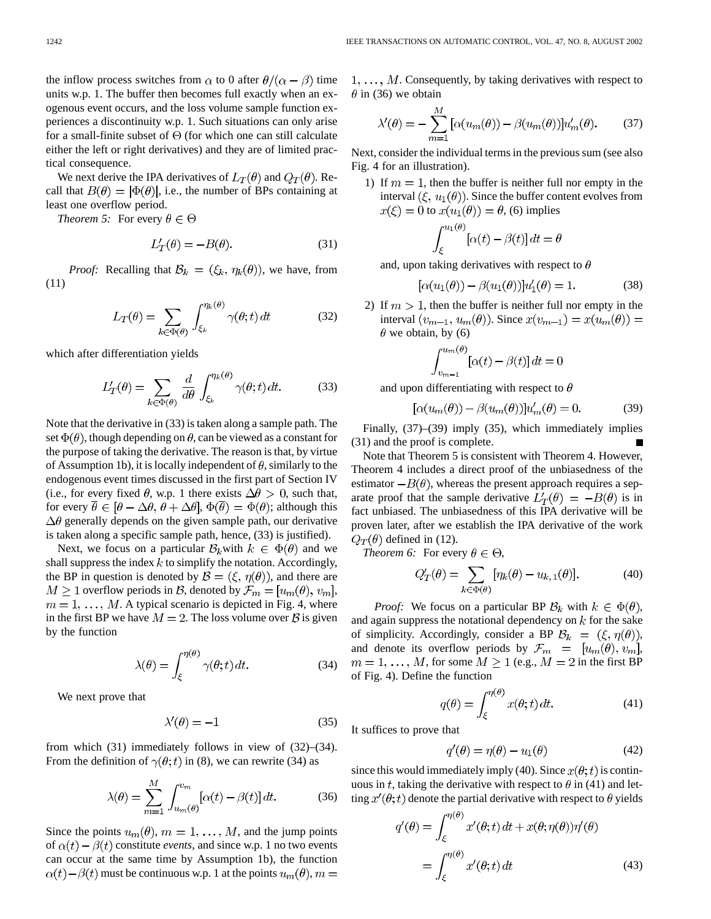the inflow process switches from $\alpha$ to 0 after $\theta/(\alpha - \beta)$ time units w.p. 1. The buffer then becomes full exactly when an exogenous event occurs, and the loss volume sample function experiences a discontinuity w.p. 1. Such situations can only arise for a small-finite subset of $\Theta$ (for which one can still calculate either the left or right derivatives) and they are of limited practical consequence.

We next derive the IPA derivatives of $L_T(\theta)$ and $Q_T(\theta)$. Recall that $B(\theta) = |\Phi(\theta)|$, i.e., the number of BPs containing at least one overflow period.

*Theorem 5:* For every $\theta \in \Theta$

$$L'_T(\theta) = -B(\theta). \tag{31}$$

*Proof:* Recalling that $\mathcal{B}_k = (\xi_k, \eta_k(\theta))$, we have, from (11)

$$L_T(\theta) = \sum_{k \in \Phi(\theta)} \int_{\xi_k}^{\eta_k(\theta)} \gamma(\theta; t)\, dt \tag{32}$$

which after differentiation yields

$$L'_T(\theta) = \sum_{k \in \Phi(\theta)} \frac{d}{d\theta} \int_{\xi_k}^{\eta_k(\theta)} \gamma(\theta; t)\, dt. \tag{33}$$

Note that the derivative in (33) is taken along a sample path. The set $\Phi(\theta)$, though depending on $\theta$, can be viewed as a constant for the purpose of taking the derivative. The reason is that, by virtue of Assumption 1b), it is locally independent of $\theta$, similarly to the endogenous event times discussed in the first part of Section IV (i.e., for every fixed $\theta$, w.p. 1 there exists $\Delta\theta > 0$, such that, for every $\bar{\theta} \in [\theta - \Delta\theta, \theta + \Delta\theta]$, $\Phi(\bar{\theta}) = \Phi(\theta)$; although this $\Delta\theta$ generally depends on the given sample path, our derivative is taken along a specific sample path, hence, (33) is justified).

Next, we focus on a particular $\mathcal{B}_k$with $k \in \Phi(\theta)$ and we shall suppress the index $k$ to simplify the notation. Accordingly, the BP in question is denoted by $\mathcal{B} = (\xi, \eta(\theta))$, and there are $M \geq 1$ overflow periods in $\mathcal{B}$, denoted by $\mathcal{F}_m = [u_m(\theta), v_m]$, $m = 1, \ldots, M$. A typical scenario is depicted in Fig. 4, where in the first BP we have $M = 2$. The loss volume over $\mathcal{B}$ is given by the function

$$\lambda(\theta) = \int_{\xi}^{\eta(\theta)} \gamma(\theta; t)\, dt. \tag{34}$$

We next prove that

$$\lambda'(\theta) = -1 \tag{35}$$

from which (31) immediately follows in view of (32)–(34). From the definition of $\gamma(\theta; t)$ in (8), we can rewrite (34) as

$$\lambda(\theta) = \sum_{m=1}^{M} \int_{u_m(\theta)}^{v_m} [\alpha(t) - \beta(t)]\, dt. \tag{36}$$

Since the points $u_m(\theta)$, $m = 1, \ldots, M$, and the jump points of $\alpha(t) - \beta(t)$ constitute *events*, and since w.p. 1 no two events can occur at the same time by Assumption 1b), the function $\alpha(t) - \beta(t)$ must be continuous w.p. 1 at the points $u_m(\theta)$, $m = 1, \ldots, M$. Consequently, by taking derivatives with respect to $\theta$ in (36) we obtain

$$\lambda'(\theta) = -\sum_{m=1}^{M} [\alpha(u_m(\theta)) - \beta(u_m(\theta))] u'_m(\theta). \tag{37}$$

Next, consider the individual terms in the previous sum (see also Fig. 4 for an illustration).

1) If $m = 1$, then the buffer is neither full nor empty in the interval $(\xi, u_1(\theta))$. Since the buffer content evolves from $x(\xi) = 0$ to $x(u_1(\theta)) = \theta$, (6) implies

$$\int_{\xi}^{u_1(\theta)} [\alpha(t) - \beta(t)]\, dt = \theta$$

and, upon taking derivatives with respect to $\theta$

$$[\alpha(u_1(\theta)) - \beta(u_1(\theta))] u'_1(\theta) = 1. \tag{38}$$

2) If $m > 1$, then the buffer is neither full nor empty in the interval $(v_{m-1}, u_m(\theta))$. Since $x(v_{m-1}) = x(u_m(\theta)) = \theta$ we obtain, by (6)

$$\int_{v_{m-1}}^{u_m(\theta)} [\alpha(t) - \beta(t)]\, dt = 0$$

and upon differentiating with respect to $\theta$

$$[\alpha(u_m(\theta)) - \beta(u_m(\theta))] u'_m(\theta) = 0. \tag{39}$$

Finally, (37)–(39) imply (35), which immediately implies (31) and the proof is complete. ∎

Note that Theorem 5 is consistent with Theorem 4. However, Theorem 4 includes a direct proof of the unbiasedness of the estimator $-B(\theta)$, whereas the present approach requires a separate proof that the sample derivative $L'_T(\theta) = -B(\theta)$ is in fact unbiased. The unbiasedness of this IPA derivative will be proven later, after we establish the IPA derivative of the work $Q_T(\theta)$ defined in (12).

*Theorem 6:* For every $\theta \in \Theta$,

$$Q'_T(\theta) = \sum_{k \in \Phi(\theta)} [\eta_k(\theta) - u_{k,1}(\theta)]. \tag{40}$$

*Proof:* We focus on a particular BP $\mathcal{B}_k$ with $k \in \Phi(\theta)$, and again suppress the notational dependency on $k$ for the sake of simplicity. Accordingly, consider a BP $\mathcal{B}_k = (\xi, \eta(\theta))$, and denote its overflow periods by $\mathcal{F}_m = [u_m(\theta), v_m]$, $m = 1, \ldots, M$, for some $M \geq 1$ (e.g., $M = 2$ in the first BP of Fig. 4). Define the function

$$q(\theta) = \int_{\xi}^{\eta(\theta)} x(\theta; t)\, dt. \tag{41}$$

It suffices to prove that

$$q'(\theta) = \eta(\theta) - u_1(\theta) \tag{42}$$

since this would immediately imply (40). Since $x(\theta; t)$ is continuous in $t$, taking the derivative with respect to $\theta$ in (41) and letting $x'(\theta; t)$ denote the partial derivative with respect to $\theta$ yields

$$\begin{aligned} q'(\theta) &= \int_{\xi}^{\eta(\theta)} x'(\theta; t)\, dt + x(\theta; \eta(\theta)) \eta'(\theta) \\ &= \int_{\xi}^{\eta(\theta)} x'(\theta; t)\, dt \end{aligned} \tag{43}$$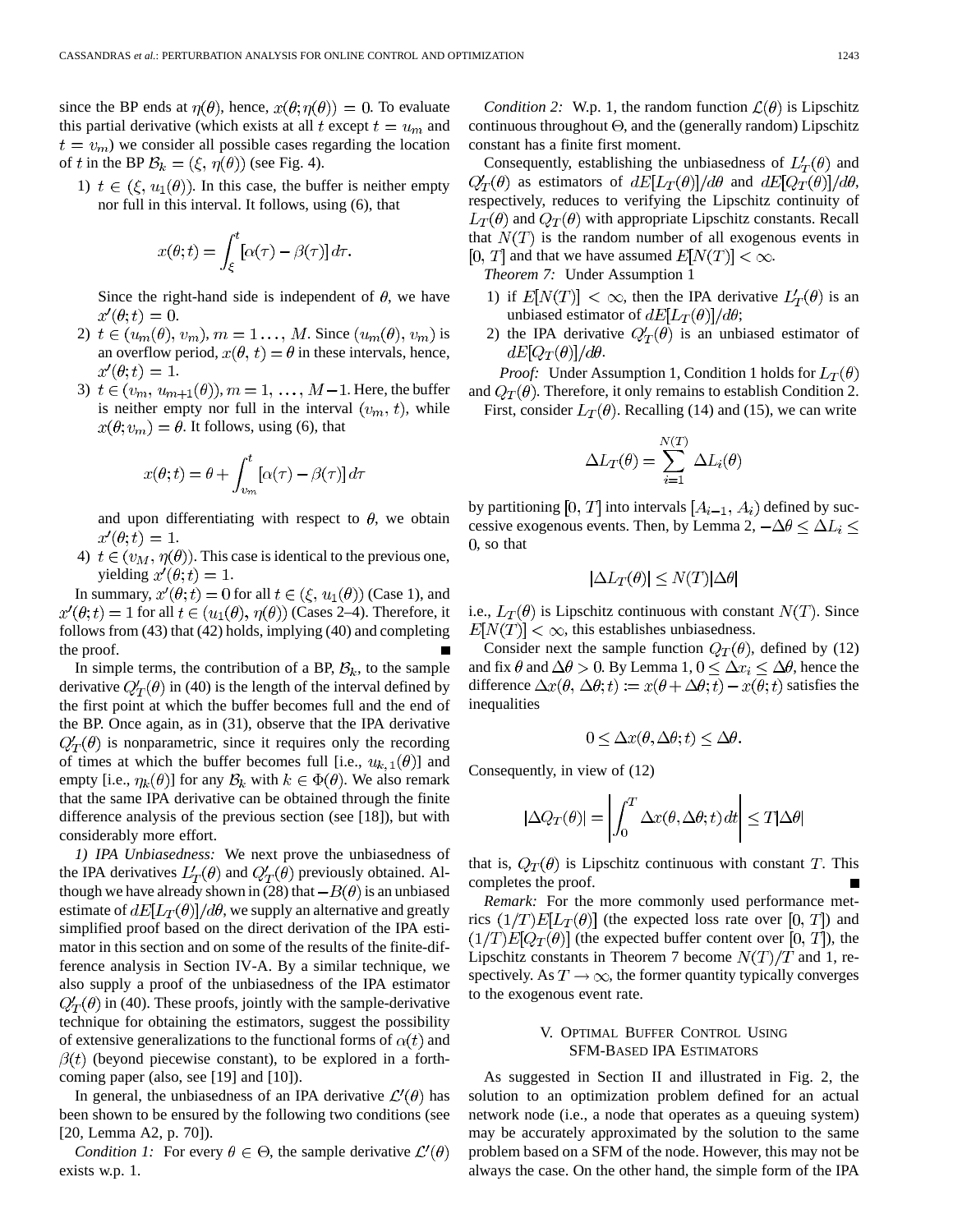since the BP ends at $\eta(\theta)$, hence, $x(\theta;\eta(\theta)) = 0$. To evaluate this partial derivative (which exists at all $t$ except $t = u_m$ and $t = v_m$) we consider all possible cases regarding the location of $t$ in the BP $\mathcal{B}_k = (\xi, \eta(\theta))$ (see Fig. 4).

1) $t \in (\xi, u_1(\theta))$. In this case, the buffer is neither empty nor full in this interval. It follows, using (6), that

$$x(\theta;t) = \int_{\xi}^{t} [\alpha(\tau) - \beta(\tau)]\, d\tau.$$

Since the right-hand side is independent of $\theta$, we have $x'(\theta;t) = 0$.

2) $t \in (u_m(\theta), v_m)$, $m = 1 \ldots, M$. Since $(u_m(\theta), v_m)$ is an overflow period, $x(\theta, t) = \theta$ in these intervals, hence, $x'(\theta;t) = 1$.

3) $t \in (v_m, u_{m+1}(\theta))$, $m = 1, \ldots, M-1$. Here, the buffer is neither empty nor full in the interval $(v_m, t)$, while $x(\theta;v_m) = \theta$. It follows, using (6), that

$$x(\theta;t) = \theta + \int_{v_m}^{t} [\alpha(\tau) - \beta(\tau)]\, d\tau$$

and upon differentiating with respect to $\theta$, we obtain $x'(\theta;t) = 1$.

4) $t \in (v_M, \eta(\theta))$. This case is identical to the previous one, yielding $x'(\theta;t) = 1$.

In summary, $x'(\theta;t) = 0$ for all $t \in (\xi, u_1(\theta))$ (Case 1), and $x'(\theta;t) = 1$ for all $t \in (u_1(\theta), \eta(\theta))$ (Cases 2–4). Therefore, it follows from (43) that (42) holds, implying (40) and completing the proof. ∎

In simple terms, the contribution of a BP, $\mathcal{B}_k$, to the sample derivative $Q'_T(\theta)$ in (40) is the length of the interval defined by the first point at which the buffer becomes full and the end of the BP. Once again, as in (31), observe that the IPA derivative $Q'_T(\theta)$ is nonparametric, since it requires only the recording of times at which the buffer becomes full [i.e., $u_{k,1}(\theta)$] and empty [i.e., $\eta_k(\theta)$] for any $\mathcal{B}_k$ with $k \in \Phi(\theta)$. We also remark that the same IPA derivative can be obtained through the finite difference analysis of the previous section (see [18]), but with considerably more effort.

*1) IPA Unbiasedness:* We next prove the unbiasedness of the IPA derivatives $L'_T(\theta)$ and $Q'_T(\theta)$ previously obtained. Although we have already shown in (28) that $-B(\theta)$ is an unbiased estimate of $dE[L_T(\theta)]/d\theta$, we supply an alternative and greatly simplified proof based on the direct derivation of the IPA estimator in this section and on some of the results of the finite-difference analysis in Section IV-A. By a similar technique, we also supply a proof of the unbiasedness of the IPA estimator $Q'_T(\theta)$ in (40). These proofs, jointly with the sample-derivative technique for obtaining the estimators, suggest the possibility of extensive generalizations to the functional forms of $\alpha(t)$ and $\beta(t)$ (beyond piecewise constant), to be explored in a forthcoming paper (also, see [19] and [10]).

In general, the unbiasedness of an IPA derivative $\mathcal{L}'(\theta)$ has been shown to be ensured by the following two conditions (see [20, Lemma A2, p. 70]).

*Condition 1:* For every $\theta \in \Theta$, the sample derivative $\mathcal{L}'(\theta)$ exists w.p. 1.

*Condition 2:* W.p. 1, the random function $\mathcal{L}(\theta)$ is Lipschitz continuous throughout $\Theta$, and the (generally random) Lipschitz constant has a finite first moment.

Consequently, establishing the unbiasedness of $L'_T(\theta)$ and $Q'_T(\theta)$ as estimators of $dE[L_T(\theta)]/d\theta$ and $dE[Q_T(\theta)]/d\theta$, respectively, reduces to verifying the Lipschitz continuity of $L_T(\theta)$ and $Q_T(\theta)$ with appropriate Lipschitz constants. Recall that $N(T)$ is the random number of all exogenous events in $[0, T]$ and that we have assumed $E[N(T)] < \infty$.

*Theorem 7:* Under Assumption 1

1) if $E[N(T)] < \infty$, then the IPA derivative $L'_T(\theta)$ is an unbiased estimator of $dE[L_T(\theta)]/d\theta$;
2) the IPA derivative $Q'_T(\theta)$ is an unbiased estimator of $dE[Q_T(\theta)]/d\theta$.

*Proof:* Under Assumption 1, Condition 1 holds for $L_T(\theta)$ and $Q_T(\theta)$. Therefore, it only remains to establish Condition 2.

First, consider $L_T(\theta)$. Recalling (14) and (15), we can write

$$\Delta L_T(\theta) = \sum_{i=1}^{N(T)} \Delta L_i(\theta)$$

by partitioning $[0, T]$ into intervals $[A_{i-1}, A_i)$ defined by successive exogenous events. Then, by Lemma 2, $-\Delta\theta \le \Delta L_i \le 0$, so that

$$|\Delta L_T(\theta)| \le N(T)|\Delta\theta|$$

i.e., $L_T(\theta)$ is Lipschitz continuous with constant $N(T)$. Since $E[N(T)] < \infty$, this establishes unbiasedness.

Consider next the sample function $Q_T(\theta)$, defined by (12) and fix $\theta$ and $\Delta\theta > 0$. By Lemma 1, $0 \le \Delta x_i \le \Delta\theta$, hence the difference $\Delta x(\theta, \Delta\theta; t) := x(\theta + \Delta\theta; t) - x(\theta; t)$ satisfies the inequalities

$$0 \le \Delta x(\theta, \Delta\theta; t) \le \Delta\theta.$$

Consequently, in view of (12)

$$|\Delta Q_T(\theta)| = \left| \int_0^T \Delta x(\theta, \Delta\theta; t)\, dt \right| \le T|\Delta\theta|$$

that is, $Q_T(\theta)$ is Lipschitz continuous with constant $T$. This completes the proof. ∎

*Remark:* For the more commonly used performance metrics $(1/T)E[L_T(\theta)]$ (the expected loss rate over $[0, T]$) and $(1/T)E[Q_T(\theta)]$ (the expected buffer content over $[0, T]$), the Lipschitz constants in Theorem 7 become $N(T)/T$ and 1, respectively. As $T \to \infty$, the former quantity typically converges to the exogenous event rate.

## V. Optimal Buffer Control Using SFM-Based IPA Estimators

As suggested in Section II and illustrated in Fig. 2, the solution to an optimization problem defined for an actual network node (i.e., a node that operates as a queuing system) may be accurately approximated by the solution to the same problem based on a SFM of the node. However, this may not be always the case. On the other hand, the simple form of the IPA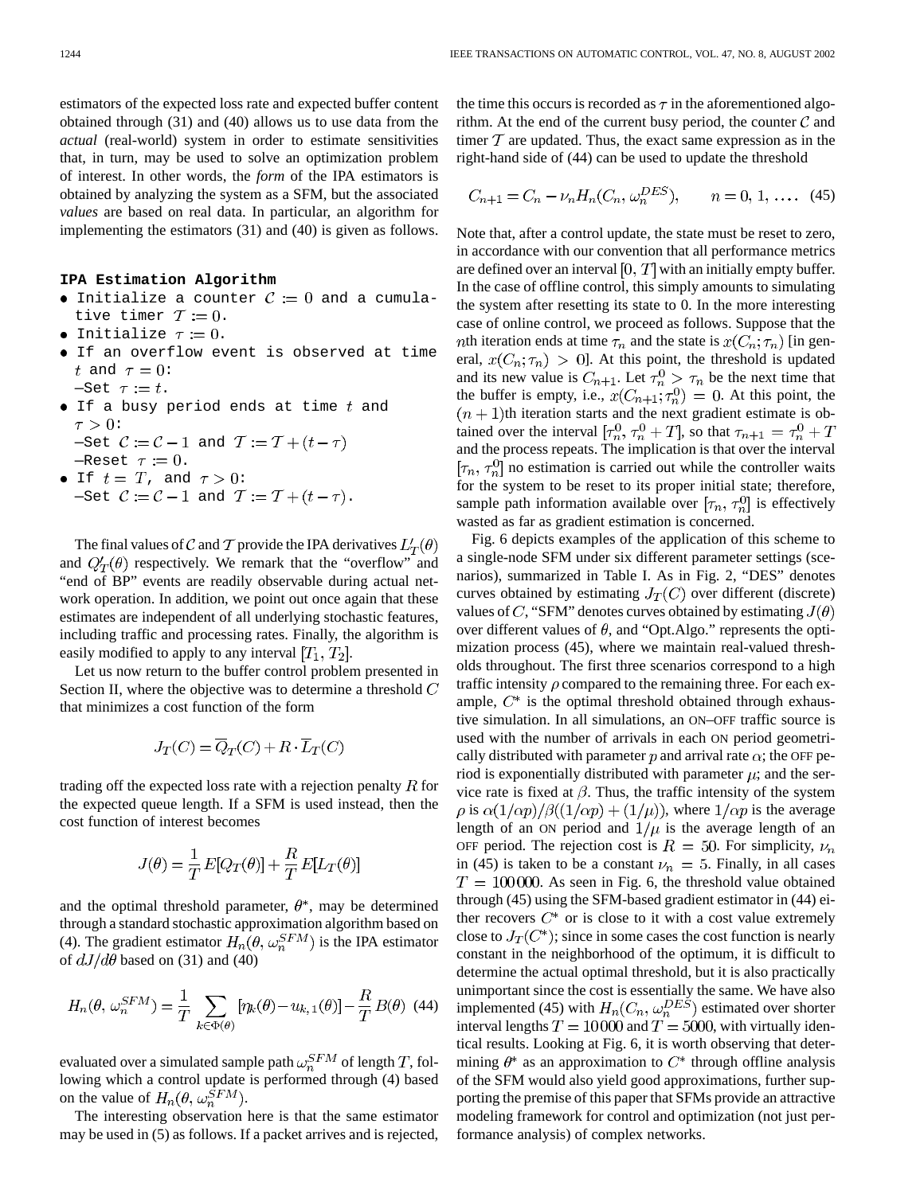estimators of the expected loss rate and expected buffer content obtained through (31) and (40) allows us to use data from the *actual* (real-world) system in order to estimate sensitivities that, in turn, may be used to solve an optimization problem of interest. In other words, the *form* of the IPA estimators is obtained by analyzing the system as a SFM, but the associated *values* are based on real data. In particular, an algorithm for implementing the estimators (31) and (40) is given as follows.

**IPA Estimation Algorithm**

- Initialize a counter $\mathcal{C} := 0$ and a cumulative timer $\mathcal{T} := 0$.
- Initialize $\tau := 0$.
- If an overflow event is observed at time $t$ and $\tau = 0$:
  –Set $\tau := t$.
- If a busy period ends at time $t$ and $\tau > 0$:
  –Set $\mathcal{C} := \mathcal{C} - 1$ and $\mathcal{T} := \mathcal{T} + (t - \tau)$
  –Reset $\tau := 0$.
- If $t = T$, and $\tau > 0$:
  –Set $\mathcal{C} := \mathcal{C} - 1$ and $\mathcal{T} := \mathcal{T} + (t - \tau)$.

The final values of $\mathcal{C}$ and $\mathcal{T}$ provide the IPA derivatives $L_T'(\theta)$ and $Q_T'(\theta)$ respectively. We remark that the "overflow" and "end of BP" events are readily observable during actual network operation. In addition, we point out once again that these estimates are independent of all underlying stochastic features, including traffic and processing rates. Finally, the algorithm is easily modified to apply to any interval $[T_1, T_2]$.

Let us now return to the buffer control problem presented in Section II, where the objective was to determine a threshold $C$ that minimizes a cost function of the form

$$J_T(C) = \overline{Q}_T(C) + R \cdot \overline{L}_T(C)$$

trading off the expected loss rate with a rejection penalty $R$ for the expected queue length. If a SFM is used instead, then the cost function of interest becomes

$$J(\theta) = \frac{1}{T} E[Q_T(\theta)] + \frac{R}{T} E[L_T(\theta)]$$

and the optimal threshold parameter, $\theta^*$, may be determined through a standard stochastic approximation algorithm based on (4). The gradient estimator $H_n(\theta, \omega_n^{SFM})$ is the IPA estimator of $dJ/d\theta$ based on (31) and (40)

$$H_n(\theta, \omega_n^{SFM}) = \frac{1}{T} \sum_{k \in \Phi(\theta)} [\eta_k(\theta) - u_{k,1}(\theta)] - \frac{R}{T} B(\theta) \quad (44)$$

evaluated over a simulated sample path $\omega_n^{SFM}$ of length $T$, following which a control update is performed through (4) based on the value of $H_n(\theta, \omega_n^{SFM})$.

The interesting observation here is that the same estimator may be used in (5) as follows. If a packet arrives and is rejected, the time this occurs is recorded as $\tau$ in the aforementioned algorithm. At the end of the current busy period, the counter $\mathcal{C}$ and timer $\mathcal{T}$ are updated. Thus, the exact same expression as in the right-hand side of (44) can be used to update the threshold

$$C_{n+1} = C_n - \nu_n H_n(C_n, \omega_n^{DES}), \qquad n = 0, 1, \ldots. \quad (45)$$

Note that, after a control update, the state must be reset to zero, in accordance with our convention that all performance metrics are defined over an interval $[0, T]$ with an initially empty buffer. In the case of offline control, this simply amounts to simulating the system after resetting its state to 0. In the more interesting case of online control, we proceed as follows. Suppose that the $n$th iteration ends at time $\tau_n$ and the state is $x(C_n; \tau_n)$ [in general, $x(C_n; \tau_n) > 0$]. At this point, the threshold is updated and its new value is $C_{n+1}$. Let $\tau_n^0 > \tau_n$ be the next time that the buffer is empty, i.e., $x(C_{n+1}; \tau_n^0) = 0$. At this point, the $(n+1)$th iteration starts and the next gradient estimate is obtained over the interval $[\tau_n^0, \tau_n^0 + T]$, so that $\tau_{n+1} = \tau_n^0 + T$ and the process repeats. The implication is that over the interval $[\tau_n, \tau_n^0]$ no estimation is carried out while the controller waits for the system to be reset to its proper initial state; therefore, sample path information available over $[\tau_n, \tau_n^0]$ is effectively wasted as far as gradient estimation is concerned.

Fig. 6 depicts examples of the application of this scheme to a single-node SFM under six different parameter settings (scenarios), summarized in Table I. As in Fig. 2, "DES" denotes curves obtained by estimating $J_T(C)$ over different (discrete) values of $C$, "SFM" denotes curves obtained by estimating $J(\theta)$ over different values of $\theta$, and "Opt.Algo." represents the optimization process (45), where we maintain real-valued thresholds throughout. The first three scenarios correspond to a high traffic intensity $\rho$ compared to the remaining three. For each example, $C^*$ is the optimal threshold obtained through exhaustive simulation. In all simulations, an ON–OFF traffic source is used with the number of arrivals in each ON period geometrically distributed with parameter $p$ and arrival rate $\alpha$; the OFF period is exponentially distributed with parameter $\mu$; and the service rate is fixed at $\beta$. Thus, the traffic intensity of the system $\rho$ is $\alpha(1/\alpha p)/\beta((1/\alpha p) + (1/\mu))$, where $1/\alpha p$ is the average length of an ON period and $1/\mu$ is the average length of an OFF period. The rejection cost is $R = 50$. For simplicity, $\nu_n$ in (45) is taken to be a constant $\nu_n = 5$. Finally, in all cases $T = 100\,000$. As seen in Fig. 6, the threshold value obtained through (45) using the SFM-based gradient estimator in (44) either recovers $C^*$ or is close to it with a cost value extremely close to $J_T(C^*)$; since in some cases the cost function is nearly constant in the neighborhood of the optimum, it is difficult to determine the actual optimal threshold, but it is also practically unimportant since the cost is essentially the same. We have also implemented (45) with $H_n(C_n, \omega_n^{DES})$ estimated over shorter interval lengths $T = 10\,000$ and $T = 5000$, with virtually identical results. Looking at Fig. 6, it is worth observing that determining $\theta^*$ as an approximation to $C^*$ through offline analysis of the SFM would also yield good approximations, further supporting the premise of this paper that SFMs provide an attractive modeling framework for control and optimization (not just performance analysis) of complex networks.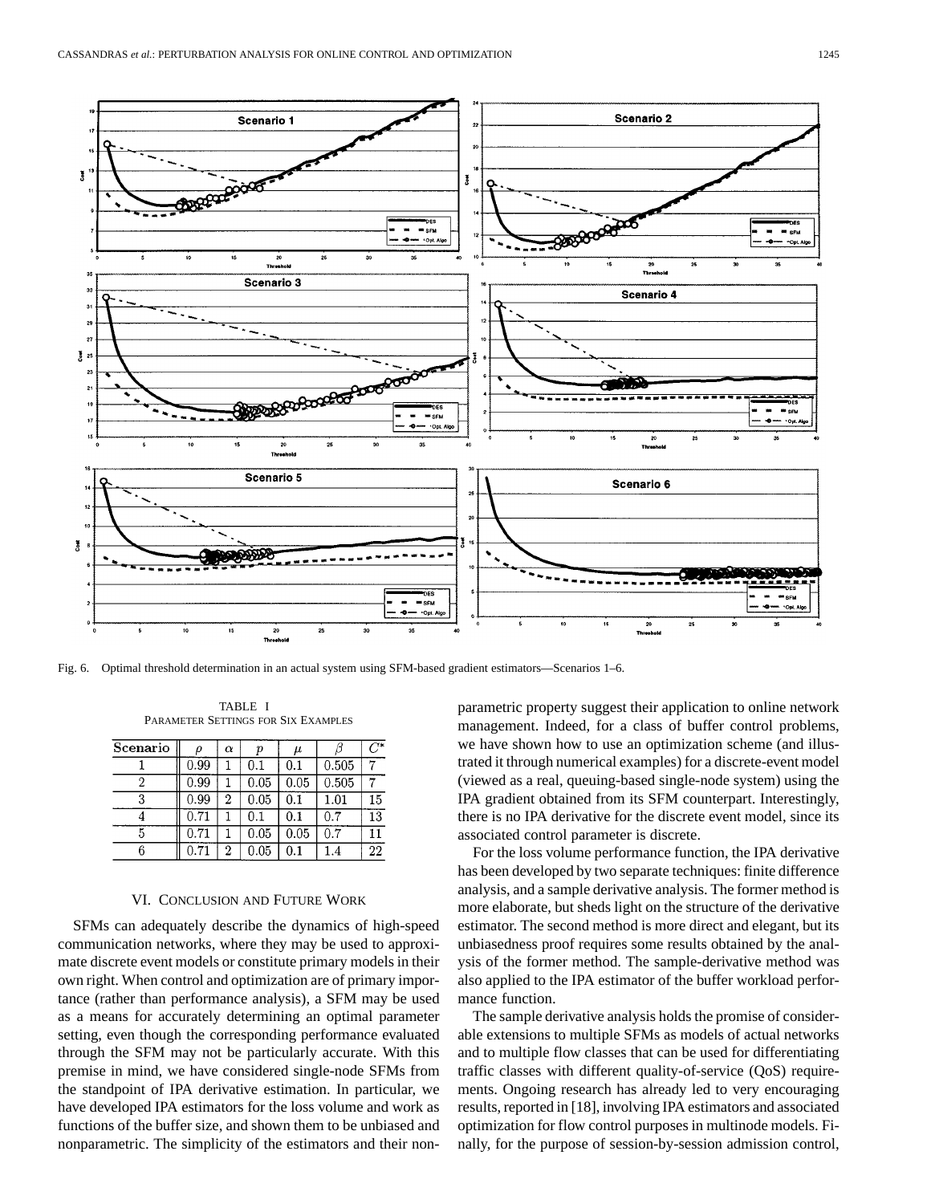Fig. 6. Optimal threshold determination in an actual system using SFM-based gradient estimators—Scenarios 1–6.

TABLE I
PARAMETER SETTINGS FOR SIX EXAMPLES

| Scenario | $\rho$ | $\alpha$ | $p$ | $\mu$ | $\beta$ | $C^*$ |
|---|---|---|---|---|---|---|
| 1 | 0.99 | 1 | 0.1 | 0.1 | 0.505 | 7 |
| 2 | 0.99 | 1 | 0.05 | 0.05 | 0.505 | 7 |
| 3 | 0.99 | 2 | 0.05 | 0.1 | 1.01 | 15 |
| 4 | 0.71 | 1 | 0.1 | 0.1 | 0.7 | 13 |
| 5 | 0.71 | 1 | 0.05 | 0.05 | 0.7 | 11 |
| 6 | 0.71 | 2 | 0.05 | 0.1 | 1.4 | 22 |

## VI. Conclusion and Future Work

SFMs can adequately describe the dynamics of high-speed communication networks, where they may be used to approximate discrete event models or constitute primary models in their own right. When control and optimization are of primary importance (rather than performance analysis), a SFM may be used as a means for accurately determining an optimal parameter setting, even though the corresponding performance evaluated through the SFM may not be particularly accurate. With this premise in mind, we have considered single-node SFMs from the standpoint of IPA derivative estimation. In particular, we have developed IPA estimators for the loss volume and work as functions of the buffer size, and shown them to be unbiased and nonparametric. The simplicity of the estimators and their nonparametric property suggest their application to online network management. Indeed, for a class of buffer control problems, we have shown how to use an optimization scheme (and illustrated it through numerical examples) for a discrete-event model (viewed as a real, queuing-based single-node system) using the IPA gradient obtained from its SFM counterpart. Interestingly, there is no IPA derivative for the discrete event model, since its associated control parameter is discrete.

For the loss volume performance function, the IPA derivative has been developed by two separate techniques: finite difference analysis, and a sample derivative analysis. The former method is more elaborate, but sheds light on the structure of the derivative estimator. The second method is more direct and elegant, but its unbiasedness proof requires some results obtained by the analysis of the former method. The sample-derivative method was also applied to the IPA estimator of the buffer workload performance function.

The sample derivative analysis holds the promise of considerable extensions to multiple SFMs as models of actual networks and to multiple flow classes that can be used for differentiating traffic classes with different quality-of-service (QoS) requirements. Ongoing research has already led to very encouraging results, reported in [18], involving IPA estimators and associated optimization for flow control purposes in multinode models. Finally, for the purpose of session-by-session admission control,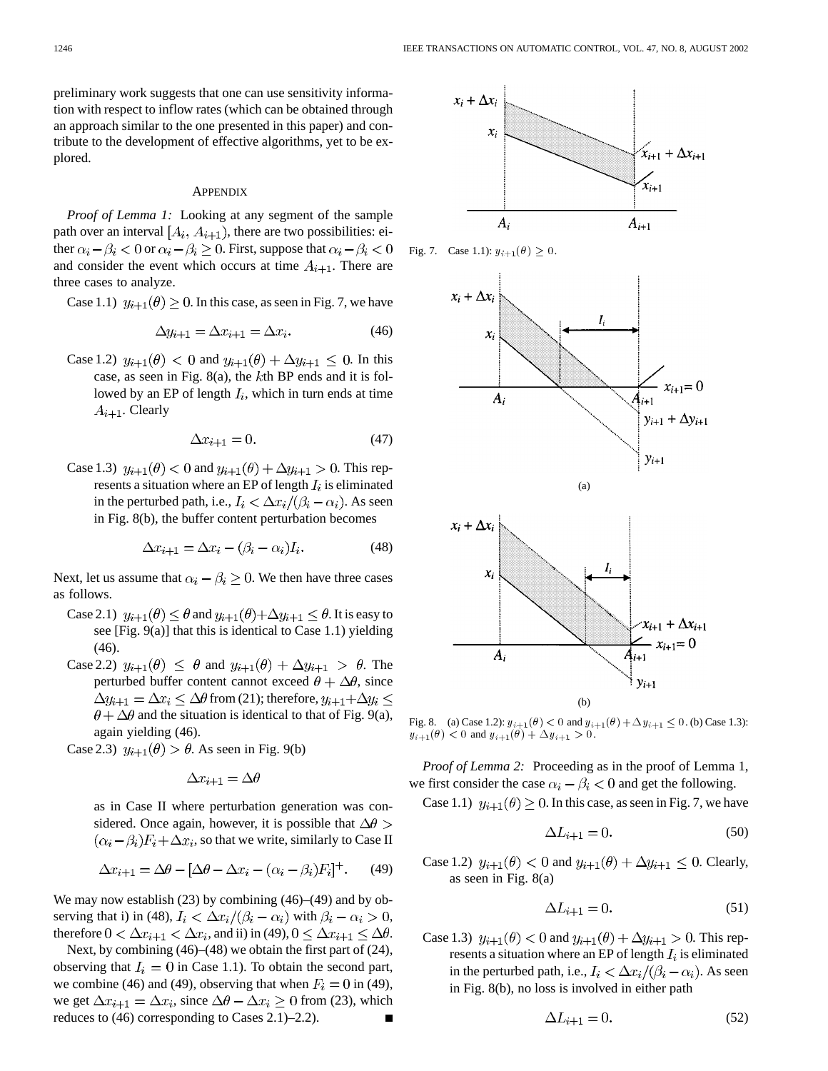preliminary work suggests that one can use sensitivity information with respect to inflow rates (which can be obtained through an approach similar to the one presented in this paper) and contribute to the development of effective algorithms, yet to be explored.

## APPENDIX

*Proof of Lemma 1:* Looking at any segment of the sample path over an interval $[A_i, A_{i+1})$, there are two possibilities: either $\alpha_i - \beta_i < 0$ or $\alpha_i - \beta_i \geq 0$. First, suppose that $\alpha_i - \beta_i < 0$ and consider the event which occurs at time $A_{i+1}$. There are three cases to analyze.

Case 1.1) $y_{i+1}(\theta) \geq 0$. In this case, as seen in Fig. 7, we have

$$\Delta y_{i+1} = \Delta x_{i+1} = \Delta x_i. \tag{46}$$

Case 1.2) $y_{i+1}(\theta) < 0$ and $y_{i+1}(\theta) + \Delta y_{i+1} \leq 0$. In this case, as seen in Fig. 8(a), the $k$th BP ends and it is followed by an EP of length $I_i$, which in turn ends at time $A_{i+1}$. Clearly

$$\Delta x_{i+1} = 0. \tag{47}$$

Case 1.3) $y_{i+1}(\theta) < 0$ and $y_{i+1}(\theta) + \Delta y_{i+1} > 0$. This represents a situation where an EP of length $I_i$ is eliminated in the perturbed path, i.e., $I_i < \Delta x_i / (\beta_i - \alpha_i)$. As seen in Fig. 8(b), the buffer content perturbation becomes

$$\Delta x_{i+1} = \Delta x_i - (\beta_i - \alpha_i) I_i. \tag{48}$$

Next, let us assume that $\alpha_i - \beta_i \geq 0$. We then have three cases as follows.

Case 2.1) $y_{i+1}(\theta) \leq \theta$ and $y_{i+1}(\theta) + \Delta y_{i+1} \leq \theta$. It is easy to see [Fig. 9(a)] that this is identical to Case 1.1) yielding (46).

Case 2.2) $y_{i+1}(\theta) \leq \theta$ and $y_{i+1}(\theta) + \Delta y_{i+1} > \theta$. The perturbed buffer content cannot exceed $\theta + \Delta\theta$, since $\Delta y_{i+1} = \Delta x_i \leq \Delta\theta$ from (21); therefore, $y_{i+1} + \Delta y_i \leq \theta + \Delta\theta$ and the situation is identical to that of Fig. 9(a), again yielding (46).

Case 2.3) $y_{i+1}(\theta) > \theta$. As seen in Fig. 9(b)

$$\Delta x_{i+1} = \Delta\theta$$

as in Case II where perturbation generation was considered. Once again, however, it is possible that $\Delta\theta > (\alpha_i - \beta_i) F_i + \Delta x_i$, so that we write, similarly to Case II

$$\Delta x_{i+1} = \Delta\theta - [\Delta\theta - \Delta x_i - (\alpha_i - \beta_i) F_i]^+. \tag{49}$$

We may now establish (23) by combining (46)–(49) and by observing that i) in (48), $I_i < \Delta x_i / (\beta_i - \alpha_i)$ with $\beta_i - \alpha_i > 0$, therefore $0 < \Delta x_{i+1} < \Delta x_i$, and ii) in (49), $0 \leq \Delta x_{i+1} \leq \Delta\theta$.

Next, by combining (46)–(48) we obtain the first part of (24), observing that $I_i = 0$ in Case 1.1). To obtain the second part, we combine (46) and (49), observing that when $F_i = 0$ in (49), we get $\Delta x_{i+1} = \Delta x_i$, since $\Delta\theta - \Delta x_i \geq 0$ from (23), which reduces to (46) corresponding to Cases 2.1)–2.2). ∎

Fig. 7. Case 1.1): $y_{i+1}(\theta) \geq 0$.

Fig. 8. (a) Case 1.2): $y_{i+1}(\theta) < 0$ and $y_{i+1}(\theta) + \Delta y_{i+1} \leq 0$. (b) Case 1.3): $y_{i+1}(\theta) < 0$ and $y_{i+1}(\theta) + \Delta y_{i+1} > 0$.

*Proof of Lemma 2:* Proceeding as in the proof of Lemma 1, we first consider the case $\alpha_i - \beta_i < 0$ and get the following.

Case 1.1) $y_{i+1}(\theta) \geq 0$. In this case, as seen in Fig. 7, we have

$$\Delta L_{i+1} = 0. \tag{50}$$

Case 1.2) $y_{i+1}(\theta) < 0$ and $y_{i+1}(\theta) + \Delta y_{i+1} \leq 0$. Clearly, as seen in Fig. 8(a)

$$\Delta L_{i+1} = 0. \tag{51}$$

Case 1.3) $y_{i+1}(\theta) < 0$ and $y_{i+1}(\theta) + \Delta y_{i+1} > 0$. This represents a situation where an EP of length $I_i$ is eliminated in the perturbed path, i.e., $I_i < \Delta x_i / (\beta_i - \alpha_i)$. As seen in Fig. 8(b), no loss is involved in either path

$$\Delta L_{i+1} = 0. \tag{52}$$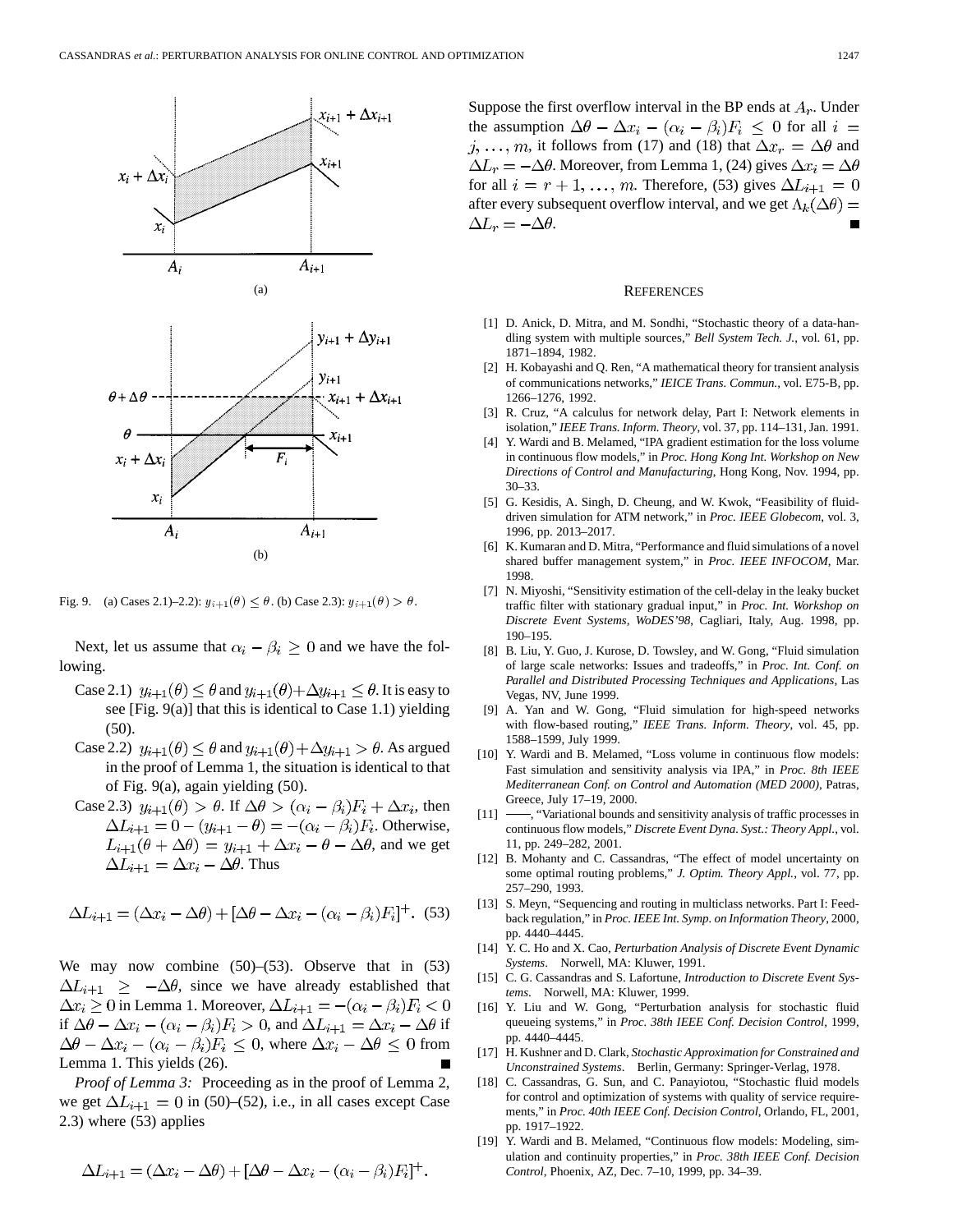Fig. 9. (a) Cases 2.1)–2.2): $y_{i+1}(\theta) \leq \theta$. (b) Case 2.3): $y_{i+1}(\theta) > \theta$.

Next, let us assume that $\alpha_i - \beta_i \geq 0$ and we have the following.

Case 2.1) $y_{i+1}(\theta) \leq \theta$ and $y_{i+1}(\theta) + \Delta y_{i+1} \leq \theta$. It is easy to see [Fig. 9(a)] that this is identical to Case 1.1) yielding (50).

Case 2.2) $y_{i+1}(\theta) \leq \theta$ and $y_{i+1}(\theta) + \Delta y_{i+1} > \theta$. As argued in the proof of Lemma 1, the situation is identical to that of Fig. 9(a), again yielding (50).

Case 2.3) $y_{i+1}(\theta) > \theta$. If $\Delta\theta > (\alpha_i - \beta_i)F_i + \Delta x_i$, then $\Delta L_{i+1} = 0 - (y_{i+1} - \theta) = -(\alpha_i - \beta_i)F_i$. Otherwise, $L_{i+1}(\theta + \Delta\theta) = y_{i+1} + \Delta x_i - \theta - \Delta\theta$, and we get $\Delta L_{i+1} = \Delta x_i - \Delta\theta$. Thus

$$\Delta L_{i+1} = (\Delta x_i - \Delta\theta) + [\Delta\theta - \Delta x_i - (\alpha_i - \beta_i)F_i]^+. \quad (53)$$

We may now combine (50)–(53). Observe that in (53) $\Delta L_{i+1} \geq -\Delta\theta$, since we have already established that $\Delta x_i \geq 0$ in Lemma 1. Moreover, $\Delta L_{i+1} = -(\alpha_i - \beta_i)F_i < 0$ if $\Delta\theta - \Delta x_i - (\alpha_i - \beta_i)F_i > 0$, and $\Delta L_{i+1} = \Delta x_i - \Delta\theta$ if $\Delta\theta - \Delta x_i - (\alpha_i - \beta_i)F_i \leq 0$, where $\Delta x_i - \Delta\theta \leq 0$ from Lemma 1. This yields (26). ∎

*Proof of Lemma 3:* Proceeding as in the proof of Lemma 2, we get $\Delta L_{i+1} = 0$ in (50)–(52), i.e., in all cases except Case 2.3) where (53) applies

$$\Delta L_{i+1} = (\Delta x_i - \Delta\theta) + [\Delta\theta - \Delta x_i - (\alpha_i - \beta_i)F_i]^+.$$

Suppose the first overflow interval in the BP ends at $A_r$. Under the assumption $\Delta\theta - \Delta x_i - (\alpha_i - \beta_i)F_i \leq 0$ for all $i = j, \ldots, m$, it follows from (17) and (18) that $\Delta x_r = \Delta\theta$ and $\Delta L_r = -\Delta\theta$. Moreover, from Lemma 1, (24) gives $\Delta x_i = \Delta\theta$ for all $i = r+1, \ldots, m$. Therefore, (53) gives $\Delta L_{i+1} = 0$ after every subsequent overflow interval, and we get $\Lambda_k(\Delta\theta) = \Delta L_r = -\Delta\theta$. ∎

## References

[1] D. Anick, D. Mitra, and M. Sondhi, "Stochastic theory of a data-handling system with multiple sources," *Bell System Tech. J.*, vol. 61, pp. 1871–1894, 1982.

[2] H. Kobayashi and Q. Ren, "A mathematical theory for transient analysis of communications networks," *IEICE Trans. Commun.*, vol. E75-B, pp. 1266–1276, 1992.

[3] R. Cruz, "A calculus for network delay, Part I: Network elements in isolation," *IEEE Trans. Inform. Theory*, vol. 37, pp. 114–131, Jan. 1991.

[4] Y. Wardi and B. Melamed, "IPA gradient estimation for the loss volume in continuous flow models," in *Proc. Hong Kong Int. Workshop on New Directions of Control and Manufacturing*, Hong Kong, Nov. 1994, pp. 30–33.

[5] G. Kesidis, A. Singh, D. Cheung, and W. Kwok, "Feasibility of fluid-driven simulation for ATM network," in *Proc. IEEE Globecom*, vol. 3, 1996, pp. 2013–2017.

[6] K. Kumaran and D. Mitra, "Performance and fluid simulations of a novel shared buffer management system," in *Proc. IEEE INFOCOM*, Mar. 1998.

[7] N. Miyoshi, "Sensitivity estimation of the cell-delay in the leaky bucket traffic filter with stationary gradual input," in *Proc. Int. Workshop on Discrete Event Systems, WoDES'98*, Cagliari, Italy, Aug. 1998, pp. 190–195.

[8] B. Liu, Y. Guo, J. Kurose, D. Towsley, and W. Gong, "Fluid simulation of large scale networks: Issues and tradeoffs," in *Proc. Int. Conf. on Parallel and Distributed Processing Techniques and Applications*, Las Vegas, NV, June 1999.

[9] A. Yan and W. Gong, "Fluid simulation for high-speed networks with flow-based routing," *IEEE Trans. Inform. Theory*, vol. 45, pp. 1588–1599, July 1999.

[10] Y. Wardi and B. Melamed, "Loss volume in continuous flow models: Fast simulation and sensitivity analysis via IPA," in *Proc. 8th IEEE Mediterranean Conf. on Control and Automation (MED 2000)*, Patras, Greece, July 17–19, 2000.

[11] ——, "Variational bounds and sensitivity analysis of traffic processes in continuous flow models," *Discrete Event Dyna. Syst.: Theory Appl.*, vol. 11, pp. 249–282, 2001.

[12] B. Mohanty and C. Cassandras, "The effect of model uncertainty on some optimal routing problems," *J. Optim. Theory Appl.*, vol. 77, pp. 257–290, 1993.

[13] S. Meyn, "Sequencing and routing in multiclass networks. Part I: Feedback regulation," in *Proc. IEEE Int. Symp. on Information Theory*, 2000, pp. 4440–4445.

[14] Y. C. Ho and X. Cao, *Perturbation Analysis of Discrete Event Dynamic Systems*. Norwell, MA: Kluwer, 1991.

[15] C. G. Cassandras and S. Lafortune, *Introduction to Discrete Event Systems*. Norwell, MA: Kluwer, 1999.

[16] Y. Liu and W. Gong, "Perturbation analysis for stochastic fluid queueing systems," in *Proc. 38th IEEE Conf. Decision Control*, 1999, pp. 4440–4445.

[17] H. Kushner and D. Clark, *Stochastic Approximation for Constrained and Unconstrained Systems*. Berlin, Germany: Springer-Verlag, 1978.

[18] C. Cassandras, G. Sun, and C. Panayiotou, "Stochastic fluid models for control and optimization of systems with quality of service requirements," in *Proc. 40th IEEE Conf. Decision Control*, Orlando, FL, 2001, pp. 1917–1922.

[19] Y. Wardi and B. Melamed, "Continuous flow models: Modeling, simulation and continuity properties," in *Proc. 38th IEEE Conf. Decision Control*, Phoenix, AZ, Dec. 7–10, 1999, pp. 34–39.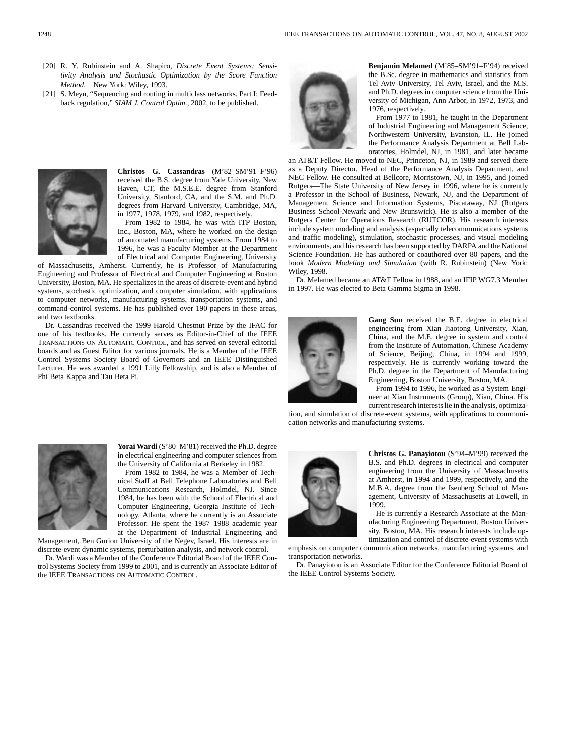[20] R. Y. Rubinstein and A. Shapiro, *Discrete Event Systems: Sensitivity Analysis and Stochastic Optimization by the Score Function Method*. New York: Wiley, 1993.

[21] S. Meyn, "Sequencing and routing in multiclass networks. Part I: Feedback regulation," *SIAM J. Control Optim.*, 2002, to be published.

**Christos G. Cassandras** (M'82–SM'91–F'96) received the B.S. degree from Yale University, New Haven, CT, the M.S.E.E. degree from Stanford University, Stanford, CA, and the S.M. and Ph.D. degrees from Harvard University, Cambridge, MA, in 1977, 1978, 1979, and 1982, respectively.

From 1982 to 1984, he was with ITP Boston, Inc., Boston, MA, where he worked on the design of automated manufacturing systems. From 1984 to 1996, he was a Faculty Member at the Department of Electrical and Computer Engineering, University of Massachusetts, Amherst. Currently, he is Professor of Manufacturing Engineering and Professor of Electrical and Computer Engineering at Boston University, Boston, MA. He specializes in the areas of discrete-event and hybrid systems, stochastic optimization, and computer simulation, with applications to computer networks, manufacturing systems, transportation systems, and command-control systems. He has published over 190 papers in these areas, and two textbooks.

Dr. Cassandras received the 1999 Harold Chestnut Prize by the IFAC for one of his textbooks. He currently serves as Editor-in-Chief of the IEEE TRANSACTIONS ON AUTOMATIC CONTROL, and has served on several editorial boards and as Guest Editor for various journals. He is a Member of the IEEE Control Systems Society Board of Governors and an IEEE Distinguished Lecturer. He was awarded a 1991 Lilly Fellowship, and is also a Member of Phi Beta Kappa and Tau Beta Pi.

**Yorai Wardi** (S'80–M'81) received the Ph.D. degree in electrical engineering and computer sciences from the University of California at Berkeley in 1982.

From 1982 to 1984, he was a Member of Technical Staff at Bell Telephone Laboratories and Bell Communications Research, Holmdel, NJ. Since 1984, he has been with the School of Electrical and Computer Engineering, Georgia Institute of Technology, Atlanta, where he currently is an Associate Professor. He spent the 1987–1988 academic year at the Department of Industrial Engineering and Management, Ben Gurion University of the Negev, Israel. His interests are in discrete-event dynamic systems, perturbation analysis, and network control.

Dr. Wardi was a Member of the Conference Editorial Board of the IEEE Control Systems Society from 1999 to 2001, and is currently an Associate Editor of the IEEE TRANSACTIONS ON AUTOMATIC CONTROL.

**Benjamin Melamed** (M'85–SM'91–F'94) received the B.Sc. degree in mathematics and statistics from Tel Aviv University, Tel Aviv, Israel, and the M.S. and Ph.D. degrees in computer science from the University of Michigan, Ann Arbor, in 1972, 1973, and 1976, respectively.

From 1977 to 1981, he taught in the Department of Industrial Engineering and Management Science, Northwestern University, Evanston, IL. He joined the Performance Analysis Department at Bell Laboratories, Holmdel, NJ, in 1981, and later became an AT&T Fellow. He moved to NEC, Princeton, NJ, in 1989 and served there as a Deputy Director, Head of the Performance Analysis Department, and NEC Fellow. He consulted at Bellcore, Morristown, NJ, in 1995, and joined Rutgers—The State University of New Jersey in 1996, where he is currently a Professor in the School of Business, Newark, NJ, and the Department of Management Science and Information Systems, Piscataway, NJ (Rutgers Business School-Newark and New Brunswick). He is also a member of the Rutgers Center for Operations Research (RUTCOR). His research interests include system modeling and analysis (especially telecommunications systems and traffic modeling), simulation, stochastic processes, and visual modeling environments, and his research has been supported by DARPA and the National Science Foundation. He has authored or coauthored over 80 papers, and the book *Modern Modeling and Simulation* (with R. Rubinstein) (New York: Wiley, 1998.

Dr. Melamed became an AT&T Fellow in 1988, and an IFIP WG7.3 Member in 1997. He was elected to Beta Gamma Sigma in 1998.

**Gang Sun** received the B.E. degree in electrical engineering from Xian Jiaotong University, Xian, China, and the M.E. degree in system and control from the Institute of Automation, Chinese Academy of Science, Beijing, China, in 1994 and 1999, respectively. He is currently working toward the Ph.D. degree in the Department of Manufacturing Engineering, Boston University, Boston, MA.

From 1994 to 1996, he worked as a System Engineer at Xian Instruments (Group), Xian, China. His current research interests lie in the analysis, optimization, and simulation of discrete-event systems, with applications to communication networks and manufacturing systems.

**Christos G. Panayiotou** (S'94–M'99) received the B.S. and Ph.D. degrees in electrical and computer engineering from the University of Massachusetts at Amherst, in 1994 and 1999, respectively, and the M.B.A. degree from the Isenberg School of Management, University of Massachusetts at Lowell, in 1999.

He is currently a Research Associate at the Manufacturing Engineering Department, Boston University, Boston, MA. His research interests include optimization and control of discrete-event systems with emphasis on computer communication networks, manufacturing systems, and transportation networks.

Dr. Panayiotou is an Associate Editor for the Conference Editorial Board of the IEEE Control Systems Society.